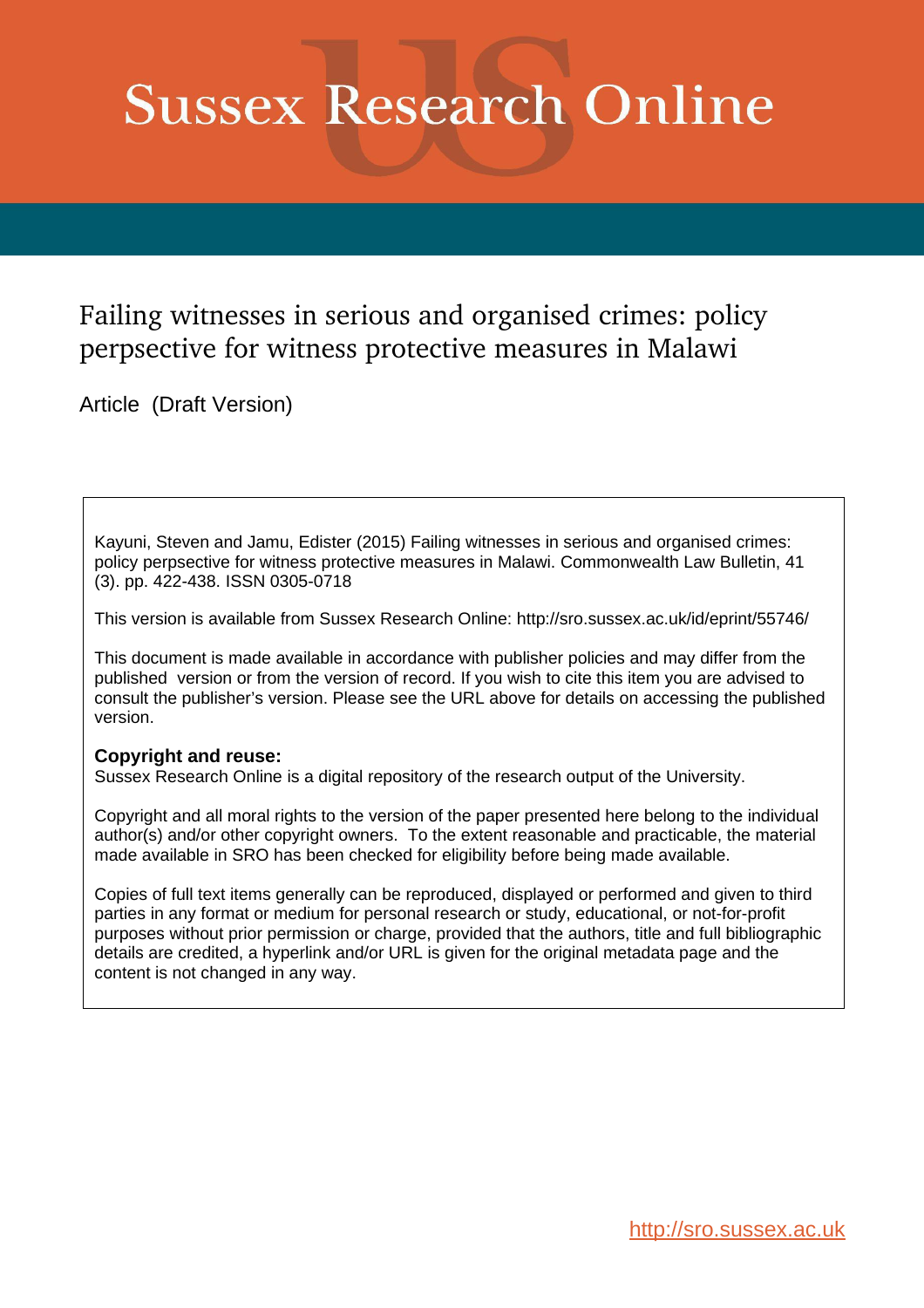# Sussex Research Online

## Failing witnesses in serious and organised crimes: policy perpsective for witness protective measures in Malawi

Article (Draft Version)

Kayuni, Steven and Jamu, Edister (2015) Failing witnesses in serious and organised crimes: policy perpsective for witness protective measures in Malawi. Commonwealth Law Bulletin, 41 (3). pp. 422-438. ISSN 0305-0718

This version is available from Sussex Research Online: http://sro.sussex.ac.uk/id/eprint/55746/

This document is made available in accordance with publisher policies and may differ from the published version or from the version of record. If you wish to cite this item you are advised to consult the publisher's version. Please see the URL above for details on accessing the published version.

**Copyright and reuse:**
Sussex Research Online is a digital repository of the research output of the University.

Copyright and all moral rights to the version of the paper presented here belong to the individual author(s) and/or other copyright owners. To the extent reasonable and practicable, the material made available in SRO has been checked for eligibility before being made available.

Copies of full text items generally can be reproduced, displayed or performed and given to third parties in any format or medium for personal research or study, educational, or not-for-profit purposes without prior permission or charge, provided that the authors, title and full bibliographic details are credited, a hyperlink and/or URL is given for the original metadata page and the content is not changed in any way.

http://sro.sussex.ac.uk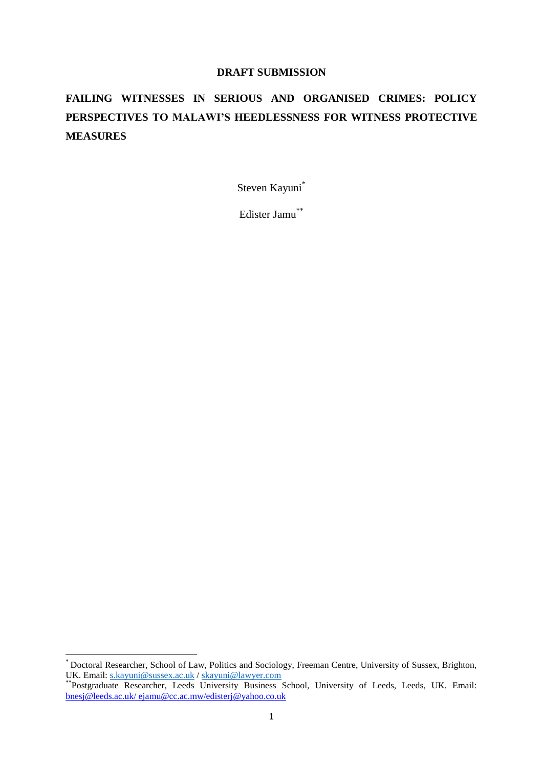**DRAFT SUBMISSION**

# FAILING WITNESSES IN SERIOUS AND ORGANISED CRIMES: POLICY PERSPECTIVES TO MALAWI'S HEEDLESSNESS FOR WITNESS PROTECTIVE MEASURES

Steven Kayuni*

Edister Jamu**

---

* Doctoral Researcher, School of Law, Politics and Sociology, Freeman Centre, University of Sussex, Brighton, UK. Email: s.kayuni@sussex.ac.uk / skayuni@lawyer.com

**Postgraduate Researcher, Leeds University Business School, University of Leeds, Leeds, UK. Email: bnesj@leeds.ac.uk/ ejamu@cc.ac.mw/edisterj@yahoo.co.uk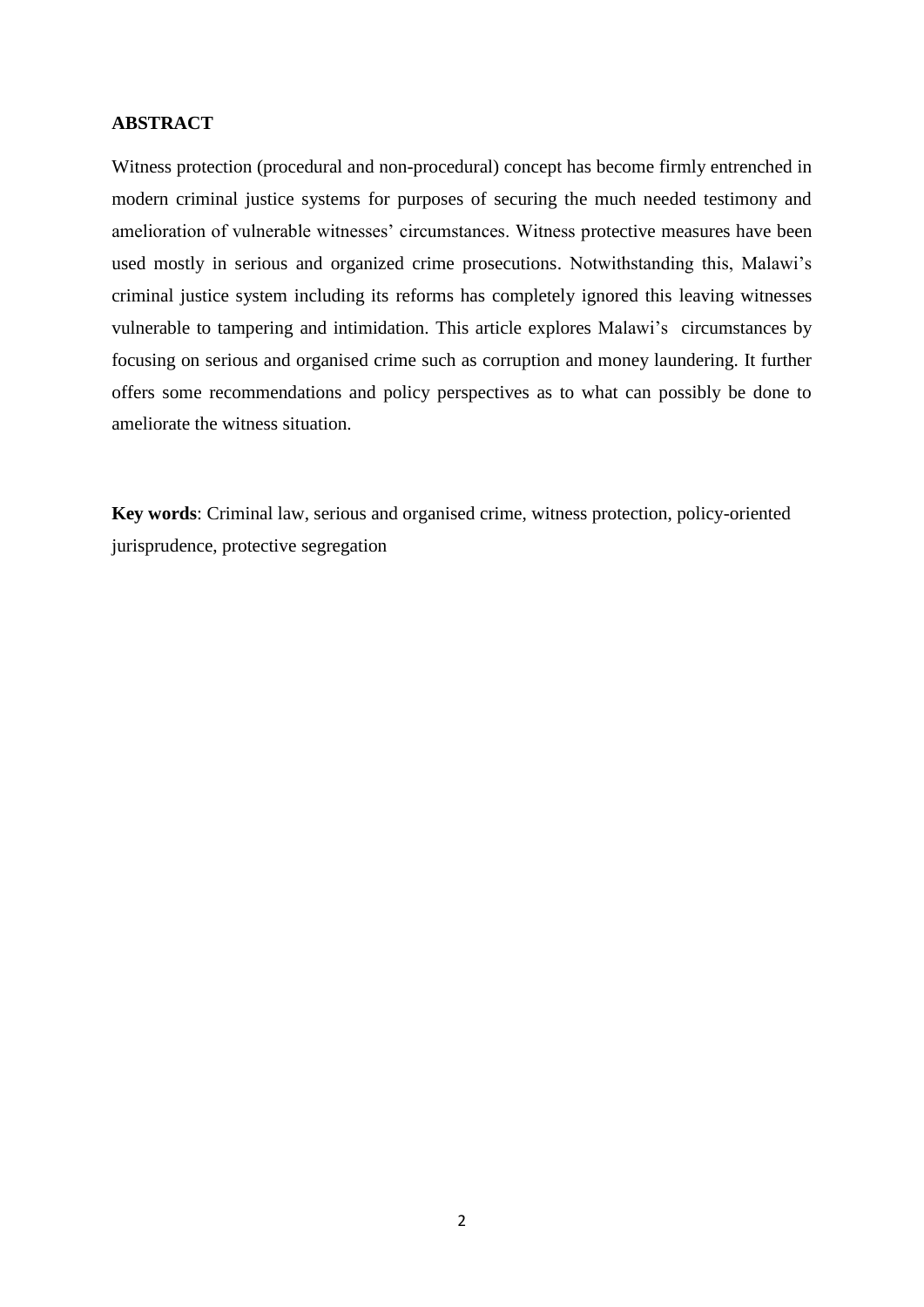**ABSTRACT**

Witness protection (procedural and non-procedural) concept has become firmly entrenched in modern criminal justice systems for purposes of securing the much needed testimony and amelioration of vulnerable witnesses' circumstances. Witness protective measures have been used mostly in serious and organized crime prosecutions. Notwithstanding this, Malawi's criminal justice system including its reforms has completely ignored this leaving witnesses vulnerable to tampering and intimidation. This article explores Malawi's circumstances by focusing on serious and organised crime such as corruption and money laundering. It further offers some recommendations and policy perspectives as to what can possibly be done to ameliorate the witness situation.

**Key words**: Criminal law, serious and organised crime, witness protection, policy-oriented jurisprudence, protective segregation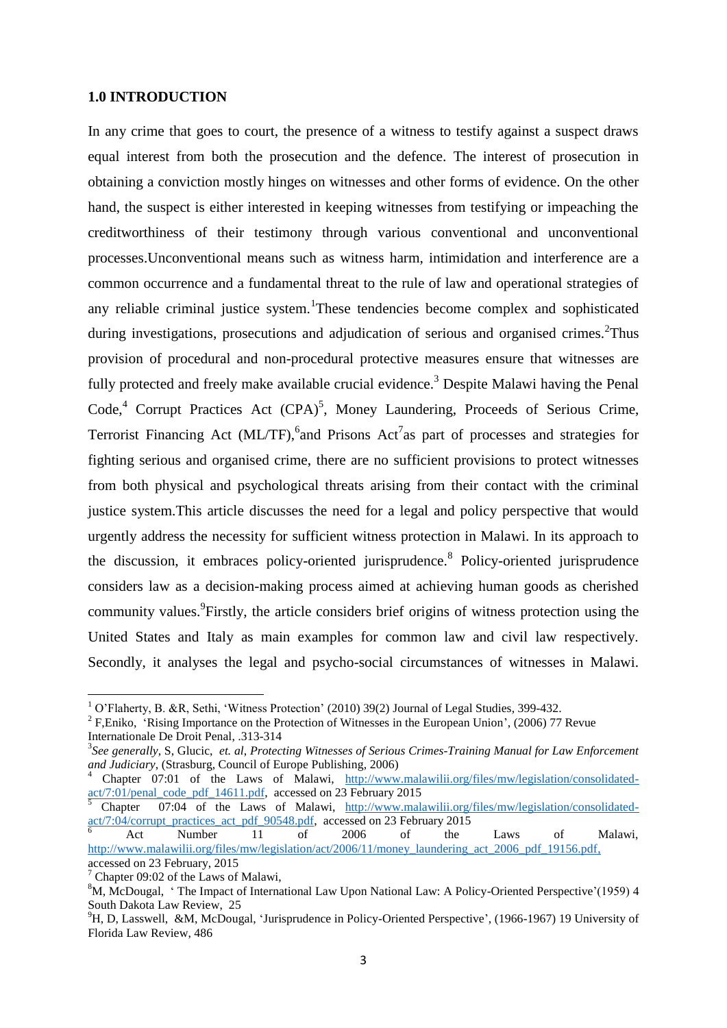## 1.0 INTRODUCTION

In any crime that goes to court, the presence of a witness to testify against a suspect draws equal interest from both the prosecution and the defence. The interest of prosecution in obtaining a conviction mostly hinges on witnesses and other forms of evidence. On the other hand, the suspect is either interested in keeping witnesses from testifying or impeaching the creditworthiness of their testimony through various conventional and unconventional processes.Unconventional means such as witness harm, intimidation and interference are a common occurrence and a fundamental threat to the rule of law and operational strategies of any reliable criminal justice system.[1]These tendencies become complex and sophisticated during investigations, prosecutions and adjudication of serious and organised crimes.[2]Thus provision of procedural and non-procedural protective measures ensure that witnesses are fully protected and freely make available crucial evidence.[3] Despite Malawi having the Penal Code,[4] Corrupt Practices Act (CPA)[5], Money Laundering, Proceeds of Serious Crime, Terrorist Financing Act (ML/TF),[6]and Prisons Act[7]as part of processes and strategies for fighting serious and organised crime, there are no sufficient provisions to protect witnesses from both physical and psychological threats arising from their contact with the criminal justice system.This article discusses the need for a legal and policy perspective that would urgently address the necessity for sufficient witness protection in Malawi. In its approach to the discussion, it embraces policy-oriented jurisprudence.[8] Policy-oriented jurisprudence considers law as a decision-making process aimed at achieving human goods as cherished community values.[9]Firstly, the article considers brief origins of witness protection using the United States and Italy as main examples for common law and civil law respectively. Secondly, it analyses the legal and psycho-social circumstances of witnesses in Malawi.

---

[1] O'Flaherty, B. &R, Sethi, 'Witness Protection' (2010) 39(2) Journal of Legal Studies, 399-432.

[2] F,Eniko, 'Rising Importance on the Protection of Witnesses in the European Union', (2006) 77 Revue Internationale De Droit Penal, .313-314

[3] *See generally*, S, Glucic, *et. al*, *Protecting Witnesses of Serious Crimes-Training Manual for Law Enforcement and Judiciary*, (Strasburg, Council of Europe Publishing, 2006)

[4] Chapter 07:01 of the Laws of Malawi, http://www.malawilii.org/files/mw/legislation/consolidated-act/7:01/penal_code_pdf_14611.pdf, accessed on 23 February 2015

[5] Chapter 07:04 of the Laws of Malawi, http://www.malawilii.org/files/mw/legislation/consolidated-act/7:04/corrupt_practices_act_pdf_90548.pdf, accessed on 23 February 2015

[6] Act Number 11 of 2006 of the Laws of Malawi, http://www.malawilii.org/files/mw/legislation/act/2006/11/money_laundering_act_2006_pdf_19156.pdf, accessed on 23 February, 2015

[7] Chapter 09:02 of the Laws of Malawi,

[8] M, McDougal, ' The Impact of International Law Upon National Law: A Policy-Oriented Perspective'(1959) 4 South Dakota Law Review, 25

[9] H, D, Lasswell, &M, McDougal, 'Jurisprudence in Policy-Oriented Perspective', (1966-1967) 19 University of Florida Law Review, 486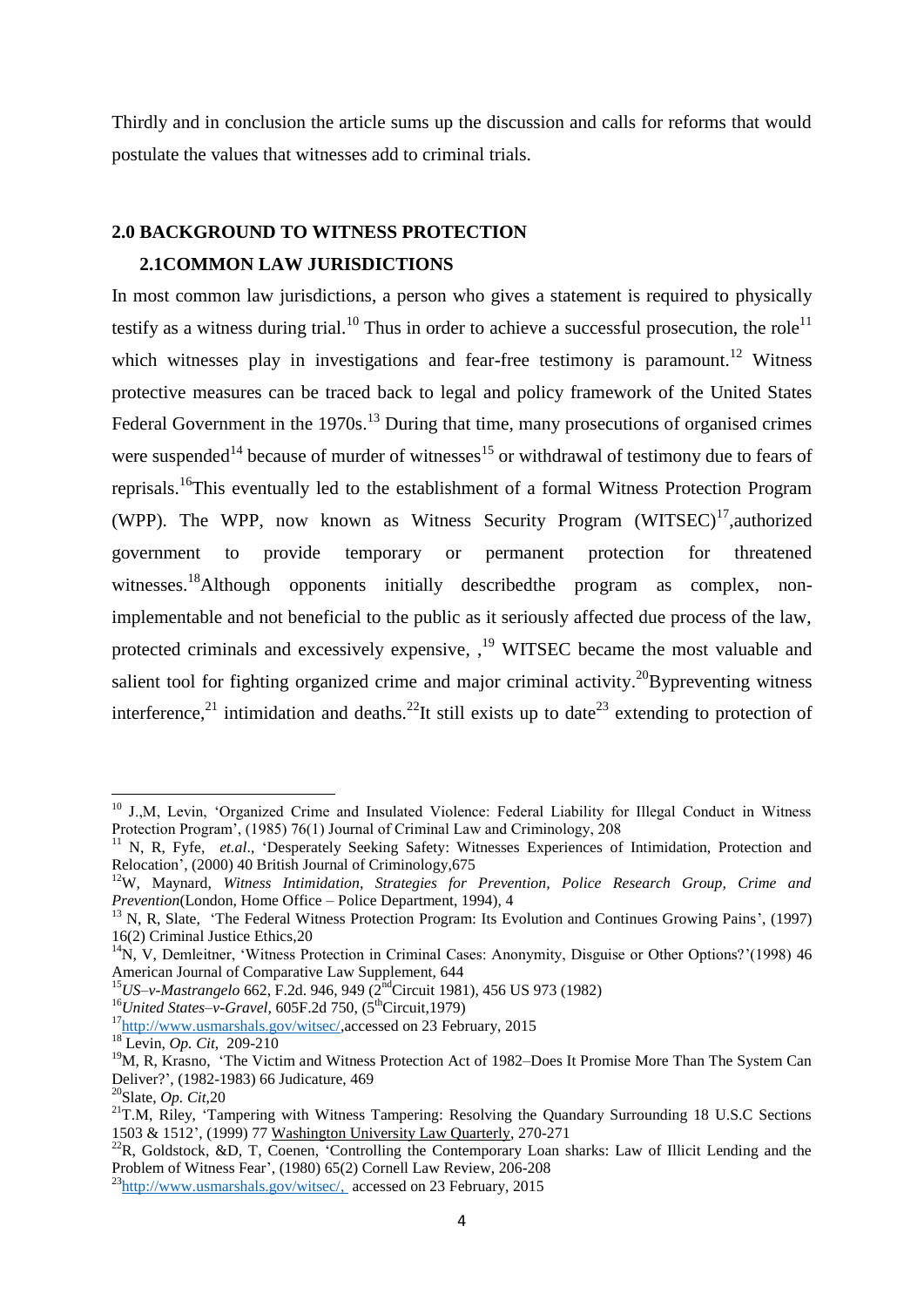Thirdly and in conclusion the article sums up the discussion and calls for reforms that would postulate the values that witnesses add to criminal trials.

## 2.0 BACKGROUND TO WITNESS PROTECTION

### 2.1COMMON LAW JURISDICTIONS

In most common law jurisdictions, a person who gives a statement is required to physically testify as a witness during trial.[10] Thus in order to achieve a successful prosecution, the role[11] which witnesses play in investigations and fear-free testimony is paramount.[12] Witness protective measures can be traced back to legal and policy framework of the United States Federal Government in the 1970s.[13] During that time, many prosecutions of organised crimes were suspended[14] because of murder of witnesses[15] or withdrawal of testimony due to fears of reprisals.[16]This eventually led to the establishment of a formal Witness Protection Program (WPP). The WPP, now known as Witness Security Program (WITSEC)[17],authorized government to provide temporary or permanent protection for threatened witnesses.[18]Although opponents initially describedthe program as complex, non-implementable and not beneficial to the public as it seriously affected due process of the law, protected criminals and excessively expensive, ,[19] WITSEC became the most valuable and salient tool for fighting organized crime and major criminal activity.[20]Bypreventing witness interference,[21] intimidation and deaths.[22]It still exists up to date[23] extending to protection of

---

[10] J.,M, Levin, 'Organized Crime and Insulated Violence: Federal Liability for Illegal Conduct in Witness Protection Program', (1985) 76(1) Journal of Criminal Law and Criminology, 208

[11] N, R, Fyfe, *et.al*., 'Desperately Seeking Safety: Witnesses Experiences of Intimidation, Protection and Relocation', (2000) 40 British Journal of Criminology,675

[12]W, Maynard, *Witness Intimidation, Strategies for Prevention, Police Research Group, Crime and Prevention*(London, Home Office – Police Department, 1994), 4

[13] N, R, Slate, 'The Federal Witness Protection Program: Its Evolution and Continues Growing Pains', (1997) 16(2) Criminal Justice Ethics,20

[14]N, V, Demleitner, 'Witness Protection in Criminal Cases: Anonymity, Disguise or Other Options?'(1998) 46 American Journal of Comparative Law Supplement, 644

[15]*US–v-Mastrangelo* 662, F.2d. 946, 949 (2nd Circuit 1981), 456 US 973 (1982)

[16]*United States–v-Gravel*, 605F.2d 750, (5th Circuit,1979)

[17]http://www.usmarshals.gov/witsec/,accessed on 23 February, 2015

[18] Levin, *Op. Cit*, 209-210

[19]M, R, Krasno, 'The Victim and Witness Protection Act of 1982–Does It Promise More Than The System Can Deliver?', (1982-1983) 66 Judicature, 469

[20]Slate, *Op. Cit*,20

[21]T.M, Riley, 'Tampering with Witness Tampering: Resolving the Quandary Surrounding 18 U.S.C Sections 1503 & 1512', (1999) 77 Washington University Law Quarterly, 270-271

[22]R, Goldstock, &D, T, Coenen, 'Controlling the Contemporary Loan sharks: Law of Illicit Lending and the Problem of Witness Fear', (1980) 65(2) Cornell Law Review, 206-208

[23]http://www.usmarshals.gov/witsec/, accessed on 23 February, 2015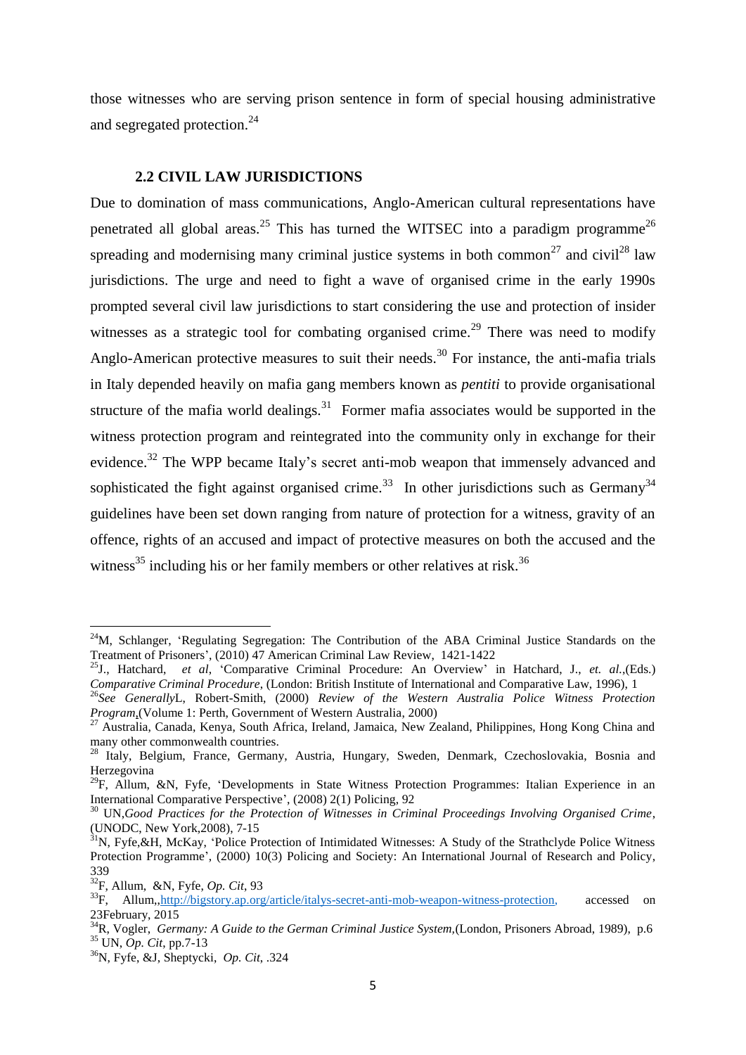those witnesses who are serving prison sentence in form of special housing administrative and segregated protection.[24]

### 2.2 CIVIL LAW JURISDICTIONS

Due to domination of mass communications, Anglo-American cultural representations have penetrated all global areas.[25] This has turned the WITSEC into a paradigm programme[26] spreading and modernising many criminal justice systems in both common[27] and civil[28] law jurisdictions. The urge and need to fight a wave of organised crime in the early 1990s prompted several civil law jurisdictions to start considering the use and protection of insider witnesses as a strategic tool for combating organised crime.[29] There was need to modify Anglo-American protective measures to suit their needs.[30] For instance, the anti-mafia trials in Italy depended heavily on mafia gang members known as *pentiti* to provide organisational structure of the mafia world dealings.[31] Former mafia associates would be supported in the witness protection program and reintegrated into the community only in exchange for their evidence.[32] The WPP became Italy's secret anti-mob weapon that immensely advanced and sophisticated the fight against organised crime.[33] In other jurisdictions such as Germany[34] guidelines have been set down ranging from nature of protection for a witness, gravity of an offence, rights of an accused and impact of protective measures on both the accused and the witness[35] including his or her family members or other relatives at risk.[36]

---

[24]M, Schlanger, 'Regulating Segregation: The Contribution of the ABA Criminal Justice Standards on the Treatment of Prisoners', (2010) 47 American Criminal Law Review, 1421-1422

[25]J., Hatchard, *et al*, 'Comparative Criminal Procedure: An Overview' in Hatchard, J., *et. al*.,(Eds.) *Comparative Criminal Procedure*, (London: British Institute of International and Comparative Law, 1996), 1

[26]*See Generally*L, Robert-Smith, (2000) *Review of the Western Australia Police Witness Protection Program*,(Volume 1: Perth, Government of Western Australia, 2000)

[27] Australia, Canada, Kenya, South Africa, Ireland, Jamaica, New Zealand, Philippines, Hong Kong China and many other commonwealth countries.

[28] Italy, Belgium, France, Germany, Austria, Hungary, Sweden, Denmark, Czechoslovakia, Bosnia and Herzegovina

[29]F, Allum, &N, Fyfe, 'Developments in State Witness Protection Programmes: Italian Experience in an International Comparative Perspective', (2008) 2(1) Policing, 92

[30] UN,*Good Practices for the Protection of Witnesses in Criminal Proceedings Involving Organised Crime*, (UNODC, New York,2008), 7-15

[31]N, Fyfe,&H, McKay, 'Police Protection of Intimidated Witnesses: A Study of the Strathclyde Police Witness Protection Programme', (2000) 10(3) Policing and Society: An International Journal of Research and Policy, 339

[32]F, Allum, &N, Fyfe, *Op. Cit*, 93

[33]F, Allum,,http://bigstory.ap.org/article/italys-secret-anti-mob-weapon-witness-protection, accessed on 23February, 2015

[34]R, Vogler, *Germany: A Guide to the German Criminal Justice System*,(London, Prisoners Abroad, 1989), p.6

[35] UN, *Op. Cit*, pp.7-13

[36]N, Fyfe, &J, Sheptycki, *Op. Cit*, .324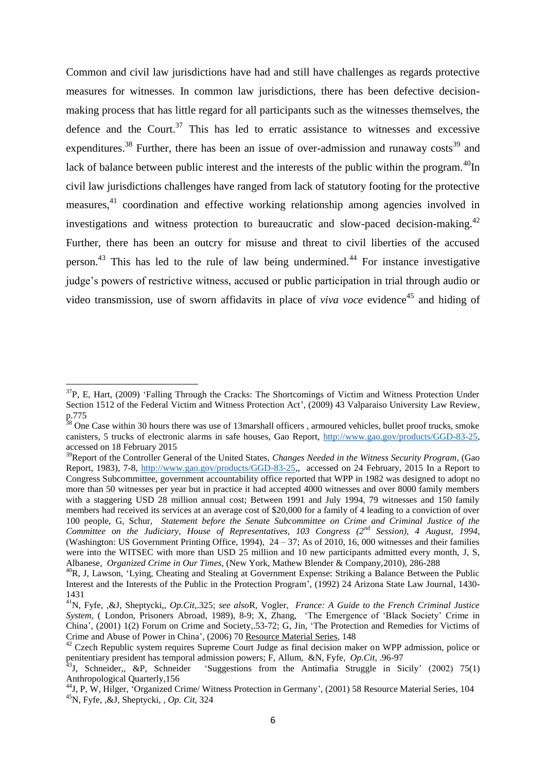Common and civil law jurisdictions have had and still have challenges as regards protective measures for witnesses. In common law jurisdictions, there has been defective decision-making process that has little regard for all participants such as the witnesses themselves, the defence and the Court.[37] This has led to erratic assistance to witnesses and excessive expenditures.[38] Further, there has been an issue of over-admission and runaway costs[39] and lack of balance between public interest and the interests of the public within the program.[40]In civil law jurisdictions challenges have ranged from lack of statutory footing for the protective measures,[41] coordination and effective working relationship among agencies involved in investigations and witness protection to bureaucratic and slow-paced decision-making.[42] Further, there has been an outcry for misuse and threat to civil liberties of the accused person.[43] This has led to the rule of law being undermined.[44] For instance investigative judge's powers of restrictive witness, accused or public participation in trial through audio or video transmission, use of sworn affidavits in place of *viva voce* evidence[45] and hiding of

---

[37]P, E, Hart, (2009) 'Falling Through the Cracks: The Shortcomings of Victim and Witness Protection Under Section 1512 of the Federal Victim and Witness Protection Act', (2009) 43 Valparaiso University Law Review, p.775

[38] One Case within 30 hours there was use of 13marshall officers , armoured vehicles, bullet proof trucks, smoke canisters, 5 trucks of electronic alarms in safe houses, Gao Report, http://www.gao.gov/products/GGD-83-25, accessed on 18 February 2015

[39]Report of the Controller General of the United States, *Changes Needed in the Witness Security Program*, (Gao Report, 1983), 7-8, http://www.gao.gov/products/GGD-83-25,, accessed on 24 February, 2015 In a Report to Congress Subcommittee, government accountability office reported that WPP in 1982 was designed to adopt no more than 50 witnesses per year but in practice it had accepted 4000 witnesses and over 8000 family members with a staggering USD 28 million annual cost; Between 1991 and July 1994, 79 witnesses and 150 family members had received its services at an average cost of $20,000 for a family of 4 leading to a conviction of over 100 people, G, Schur, *Statement before the Senate Subcommittee on Crime and Criminal Justice of the Committee on the Judiciary, House of Representatives, 103 Congress (2nd Session), 4 August, 1994*, (Washington: US Government Printing Office, 1994), 24 – 37; As of 2010, 16, 000 witnesses and their families were into the WITSEC with more than USD 25 million and 10 new participants admitted every month, J, S, Albanese, *Organized Crime in Our Times*, (New York, Mathew Blender & Company,2010), 286-288

[40]R, J, Lawson, 'Lying, Cheating and Stealing at Government Expense: Striking a Balance Between the Public Interest and the Interests of the Public in the Protection Program', (1992) 24 Arizona State Law Journal, 1430-1431

[41]N, Fyfe, ,&J, Sheptycki,, *Op.Cit*,.325; *see also*R, Vogler, *France: A Guide to the French Criminal Justice System*, ( London, Prisoners Abroad, 1989), 8-9; X, Zhang, 'The Emergence of 'Black Society' Crime in China', (2001) 1(2) Forum on Crime and Society,.53-72; G, Jin, 'The Protection and Remedies for Victims of Crime and Abuse of Power in China', (2006) 70 Resource Material Series, 148

[42] Czech Republic system requires Supreme Court Judge as final decision maker on WPP admission, police or penitentiary president has temporal admission powers; F, Allum, &N, Fyfe, *Op.Cit*, .96-97

[43]J, Schneider,, &P, Schneider 'Suggestions from the Antimafia Struggle in Sicily' (2002) 75(1) Anthropological Quarterly,156

[44]J, P, W, Hilger, 'Organized Crime/ Witness Protection in Germany', (2001) 58 Resource Material Series, 104

[45]N, Fyfe, ,&J, Sheptycki, , *Op. Cit*, 324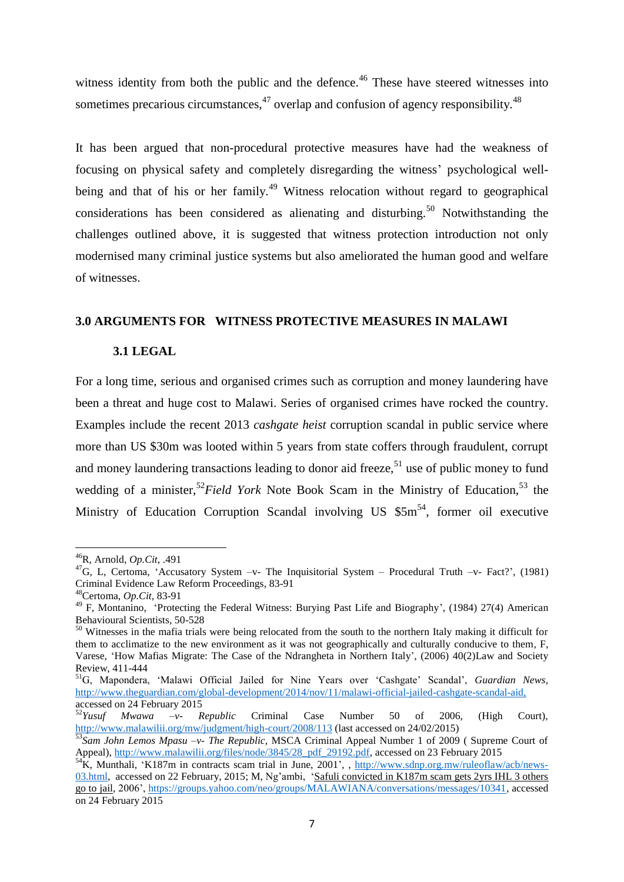witness identity from both the public and the defence.[46] These have steered witnesses into sometimes precarious circumstances,[47] overlap and confusion of agency responsibility.[48]

It has been argued that non-procedural protective measures have had the weakness of focusing on physical safety and completely disregarding the witness' psychological well-being and that of his or her family.[49] Witness relocation without regard to geographical considerations has been considered as alienating and disturbing.[50] Notwithstanding the challenges outlined above, it is suggested that witness protection introduction not only modernised many criminal justice systems but also ameliorated the human good and welfare of witnesses.

## 3.0 ARGUMENTS FOR WITNESS PROTECTIVE MEASURES IN MALAWI

### 3.1 LEGAL

For a long time, serious and organised crimes such as corruption and money laundering have been a threat and huge cost to Malawi. Series of organised crimes have rocked the country. Examples include the recent 2013 *cashgate heist* corruption scandal in public service where more than US $30m was looted within 5 years from state coffers through fraudulent, corrupt and money laundering transactions leading to donor aid freeze,[51] use of public money to fund wedding of a minister,[52] *Field York* Note Book Scam in the Ministry of Education,[53] the Ministry of Education Corruption Scandal involving US $5m[54], former oil executive

---

[46] R, Arnold, *Op.Cit*, .491

[47] G, L, Certoma, 'Accusatory System –v- The Inquisitorial System – Procedural Truth –v- Fact?', (1981) Criminal Evidence Law Reform Proceedings, 83-91

[48] Certoma, *Op.Cit*, 83-91

[49] F, Montanino, 'Protecting the Federal Witness: Burying Past Life and Biography', (1984) 27(4) American Behavioural Scientists, 50-528

[50] Witnesses in the mafia trials were being relocated from the south to the northern Italy making it difficult for them to acclimatize to the new environment as it was not geographically and culturally conducive to them, F, Varese, 'How Mafias Migrate: The Case of the Ndrangheta in Northern Italy', (2006) 40(2)Law and Society Review, 411-444

[51] G, Mapondera, 'Malawi Official Jailed for Nine Years over 'Cashgate' Scandal', *Guardian News*, http://www.theguardian.com/global-development/2014/nov/11/malawi-official-jailed-cashgate-scandal-aid, accessed on 24 February 2015

[52] *Yusuf Mwawa –v- Republic* Criminal Case Number 50 of 2006, (High Court), http://www.malawilii.org/mw/judgment/high-court/2008/113 (last accessed on 24/02/2015)

[53] *Sam John Lemos Mpasu –v- The Republic*, MSCA Criminal Appeal Number 1 of 2009 ( Supreme Court of Appeal), http://www.malawilii.org/files/node/3845/28_pdf_29192.pdf, accessed on 23 February 2015

[54] K, Munthali, 'K187m in contracts scam trial in June, 2001', , http://www.sdnp.org.mw/ruleoflaw/acb/news-03.html, accessed on 22 February, 2015; M, Ng'ambi, 'Safuli convicted in K187m scam gets 2yrs IHL 3 others go to jail, 2006', https://groups.yahoo.com/neo/groups/MALAWIANA/conversations/messages/10341, accessed on 24 February 2015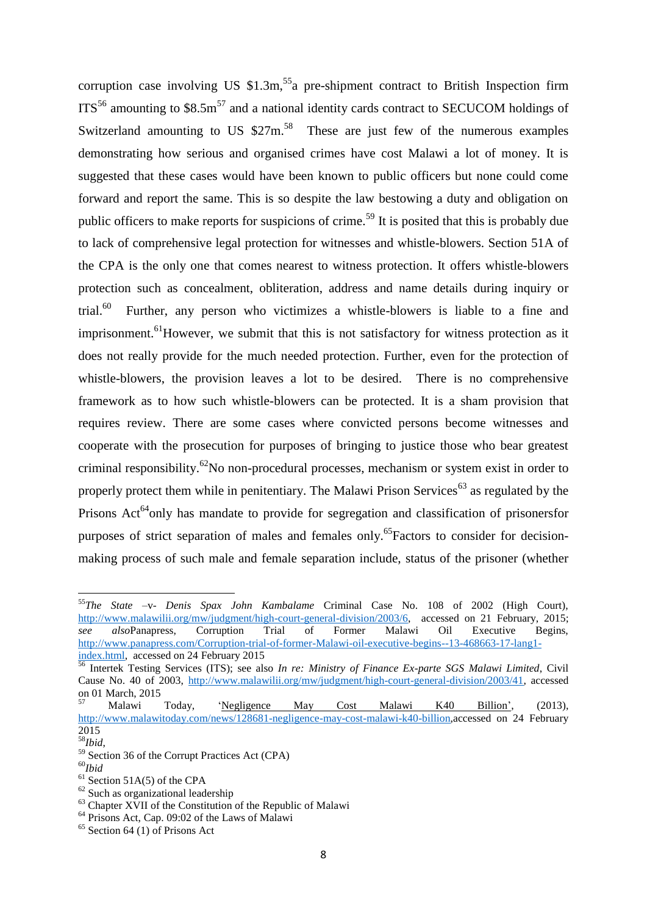corruption case involving US $1.3m,[55] a pre-shipment contract to British Inspection firm ITS[56] amounting to $8.5m[57] and a national identity cards contract to SECUCOM holdings of Switzerland amounting to US $27m.[58] These are just few of the numerous examples demonstrating how serious and organised crimes have cost Malawi a lot of money. It is suggested that these cases would have been known to public officers but none could come forward and report the same. This is so despite the law bestowing a duty and obligation on public officers to make reports for suspicions of crime.[59] It is posited that this is probably due to lack of comprehensive legal protection for witnesses and whistle-blowers. Section 51A of the CPA is the only one that comes nearest to witness protection. It offers whistle-blowers protection such as concealment, obliteration, address and name details during inquiry or trial.[60] Further, any person who victimizes a whistle-blowers is liable to a fine and imprisonment.[61] However, we submit that this is not satisfactory for witness protection as it does not really provide for the much needed protection. Further, even for the protection of whistle-blowers, the provision leaves a lot to be desired. There is no comprehensive framework as to how such whistle-blowers can be protected. It is a sham provision that requires review. There are some cases where convicted persons become witnesses and cooperate with the prosecution for purposes of bringing to justice those who bear greatest criminal responsibility.[62] No non-procedural processes, mechanism or system exist in order to properly protect them while in penitentiary. The Malawi Prison Services[63] as regulated by the Prisons Act[64] only has mandate to provide for segregation and classification of prisonersfor purposes of strict separation of males and females only.[65] Factors to consider for decision-making process of such male and female separation include, status of the prisoner (whether

---

[55] *The State –v- Denis Spax John Kambalame* Criminal Case No. 108 of 2002 (High Court), http://www.malawilii.org/mw/judgment/high-court-general-division/2003/6, accessed on 21 February, 2015; *see also* Panapress, Corruption Trial of Former Malawi Oil Executive Begins, http://www.panapress.com/Corruption-trial-of-former-Malawi-oil-executive-begins--13-468663-17-lang1-index.html, accessed on 24 February 2015

[56] Intertek Testing Services (ITS); see also *In re: Ministry of Finance Ex-parte SGS Malawi Limited*, Civil Cause No. 40 of 2003, http://www.malawilii.org/mw/judgment/high-court-general-division/2003/41, accessed on 01 March, 2015

[57] Malawi Today, 'Negligence May Cost Malawi K40 Billion', (2013), http://www.malawitoday.com/news/128681-negligence-may-cost-malawi-k40-billion, accessed on 24 February 2015

[58] *Ibid*,

[59] Section 36 of the Corrupt Practices Act (CPA)

[60] *Ibid*

[61] Section 51A(5) of the CPA

[62] Such as organizational leadership

[63] Chapter XVII of the Constitution of the Republic of Malawi

[64] Prisons Act, Cap. 09:02 of the Laws of Malawi

[65] Section 64 (1) of Prisons Act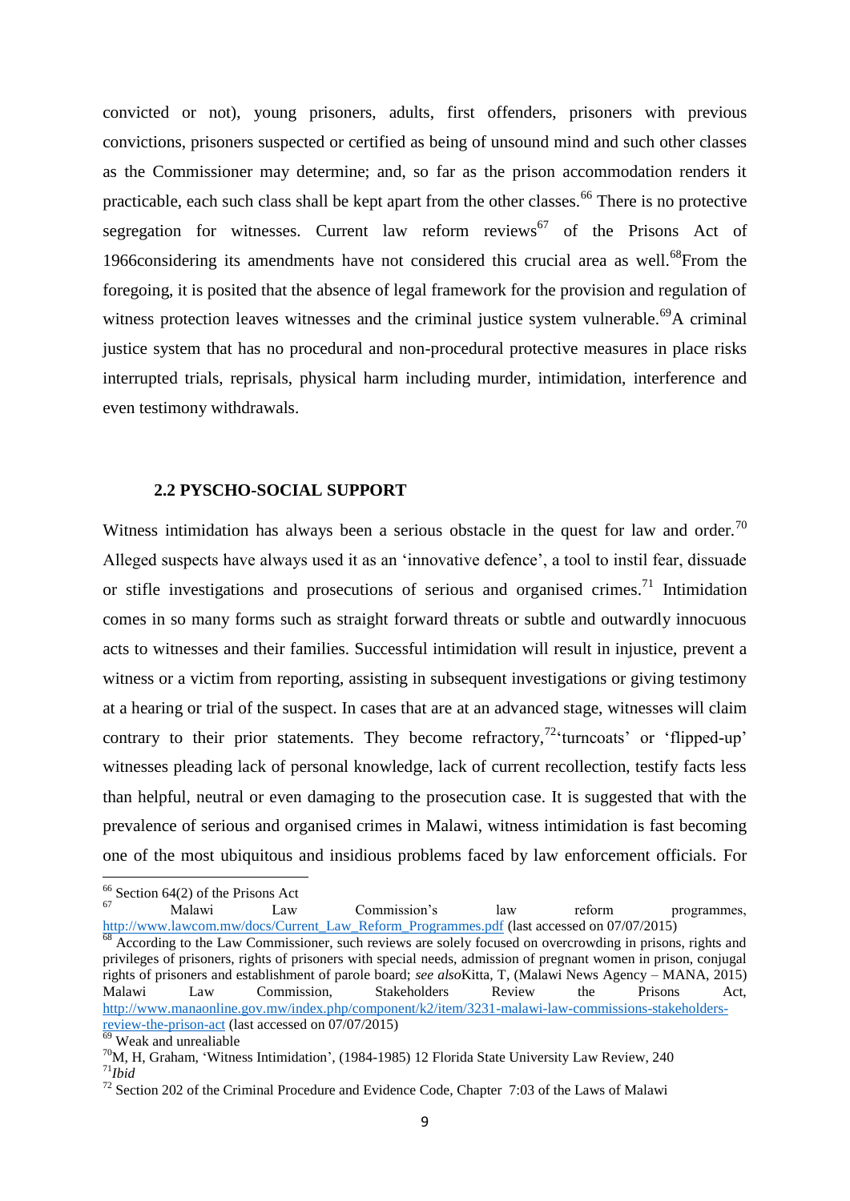convicted or not), young prisoners, adults, first offenders, prisoners with previous convictions, prisoners suspected or certified as being of unsound mind and such other classes as the Commissioner may determine; and, so far as the prison accommodation renders it practicable, each such class shall be kept apart from the other classes.[66] There is no protective segregation for witnesses. Current law reform reviews[67] of the Prisons Act of 1966considering its amendments have not considered this crucial area as well.[68]From the foregoing, it is posited that the absence of legal framework for the provision and regulation of witness protection leaves witnesses and the criminal justice system vulnerable.[69]A criminal justice system that has no procedural and non-procedural protective measures in place risks interrupted trials, reprisals, physical harm including murder, intimidation, interference and even testimony withdrawals.

### 2.2 PYSCHO-SOCIAL SUPPORT

Witness intimidation has always been a serious obstacle in the quest for law and order.[70] Alleged suspects have always used it as an 'innovative defence', a tool to instil fear, dissuade or stifle investigations and prosecutions of serious and organised crimes.[71] Intimidation comes in so many forms such as straight forward threats or subtle and outwardly innocuous acts to witnesses and their families. Successful intimidation will result in injustice, prevent a witness or a victim from reporting, assisting in subsequent investigations or giving testimony at a hearing or trial of the suspect. In cases that are at an advanced stage, witnesses will claim contrary to their prior statements. They become refractory,[72]'turncoats' or 'flipped-up' witnesses pleading lack of personal knowledge, lack of current recollection, testify facts less than helpful, neutral or even damaging to the prosecution case. It is suggested that with the prevalence of serious and organised crimes in Malawi, witness intimidation is fast becoming one of the most ubiquitous and insidious problems faced by law enforcement officials. For

---

[66] Section 64(2) of the Prisons Act

[67] Malawi Law Commission's law reform programmes, http://www.lawcom.mw/docs/Current_Law_Reform_Programmes.pdf (last accessed on 07/07/2015)

[68] According to the Law Commissioner, such reviews are solely focused on overcrowding in prisons, rights and privileges of prisoners, rights of prisoners with special needs, admission of pregnant women in prison, conjugal rights of prisoners and establishment of parole board; *see also*Kitta, T, (Malawi News Agency – MANA, 2015) Malawi Law Commission, Stakeholders Review the Prisons Act, http://www.manaonline.gov.mw/index.php/component/k2/item/3231-malawi-law-commissions-stakeholders-review-the-prison-act (last accessed on 07/07/2015)

[69] Weak and unrealiable

[70]M, H, Graham, 'Witness Intimidation', (1984-1985) 12 Florida State University Law Review, 240

[71]*Ibid*

[72] Section 202 of the Criminal Procedure and Evidence Code, Chapter 7:03 of the Laws of Malawi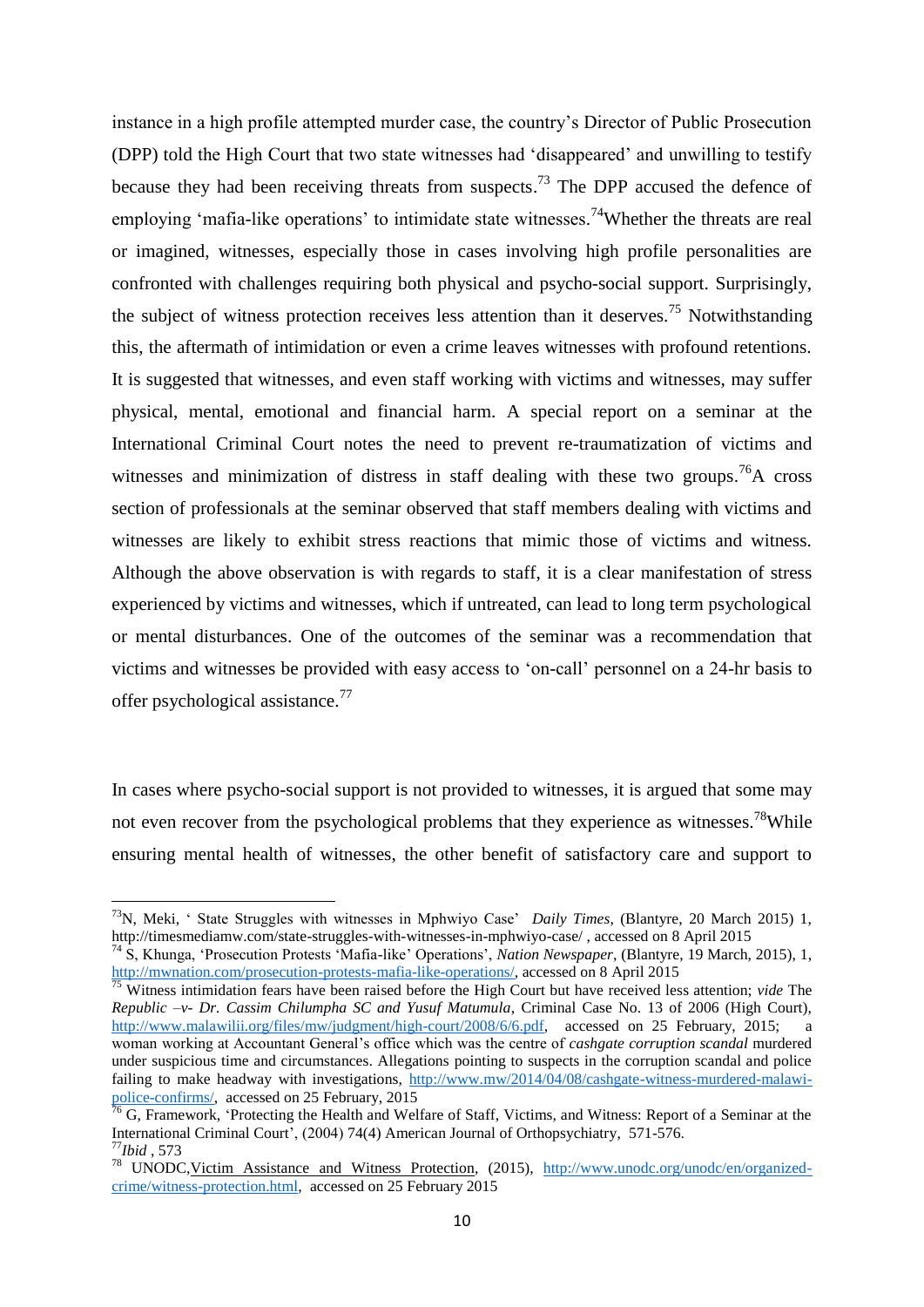instance in a high profile attempted murder case, the country's Director of Public Prosecution (DPP) told the High Court that two state witnesses had 'disappeared' and unwilling to testify because they had been receiving threats from suspects.[73] The DPP accused the defence of employing 'mafia-like operations' to intimidate state witnesses.[74]Whether the threats are real or imagined, witnesses, especially those in cases involving high profile personalities are confronted with challenges requiring both physical and psycho-social support. Surprisingly, the subject of witness protection receives less attention than it deserves.[75] Notwithstanding this, the aftermath of intimidation or even a crime leaves witnesses with profound retentions. It is suggested that witnesses, and even staff working with victims and witnesses, may suffer physical, mental, emotional and financial harm. A special report on a seminar at the International Criminal Court notes the need to prevent re-traumatization of victims and witnesses and minimization of distress in staff dealing with these two groups.[76]A cross section of professionals at the seminar observed that staff members dealing with victims and witnesses are likely to exhibit stress reactions that mimic those of victims and witness. Although the above observation is with regards to staff, it is a clear manifestation of stress experienced by victims and witnesses, which if untreated, can lead to long term psychological or mental disturbances. One of the outcomes of the seminar was a recommendation that victims and witnesses be provided with easy access to 'on-call' personnel on a 24-hr basis to offer psychological assistance.[77]

In cases where psycho-social support is not provided to witnesses, it is argued that some may not even recover from the psychological problems that they experience as witnesses.[78]While ensuring mental health of witnesses, the other benefit of satisfactory care and support to

---

[73]N, Meki, ' State Struggles with witnesses in Mphwiyo Case' *Daily Times*, (Blantyre, 20 March 2015) 1, http://timesmediamw.com/state-struggles-with-witnesses-in-mphwiyo-case/ , accessed on 8 April 2015

[74] S, Khunga, 'Prosecution Protests 'Mafia-like' Operations', *Nation Newspaper*, (Blantyre, 19 March, 2015), 1, http://mwnation.com/prosecution-protests-mafia-like-operations/, accessed on 8 April 2015

[75] Witness intimidation fears have been raised before the High Court but have received less attention; *vide* The *Republic –v- Dr. Cassim Chilumpha SC and Yusuf Matumula*, Criminal Case No. 13 of 2006 (High Court), http://www.malawilii.org/files/mw/judgment/high-court/2008/6/6.pdf, accessed on 25 February, 2015; a woman working at Accountant General's office which was the centre of *cashgate corruption scandal* murdered under suspicious time and circumstances. Allegations pointing to suspects in the corruption scandal and police failing to make headway with investigations, http://www.mw/2014/04/08/cashgate-witness-murdered-malawi-police-confirms/, accessed on 25 February, 2015

[76] G, Framework, 'Protecting the Health and Welfare of Staff, Victims, and Witness: Report of a Seminar at the International Criminal Court', (2004) 74(4) American Journal of Orthopsychiatry, 571-576.

[77]*Ibid* , 573

[78] UNODC,Victim Assistance and Witness Protection, (2015), http://www.unodc.org/unodc/en/organized-crime/witness-protection.html, accessed on 25 February 2015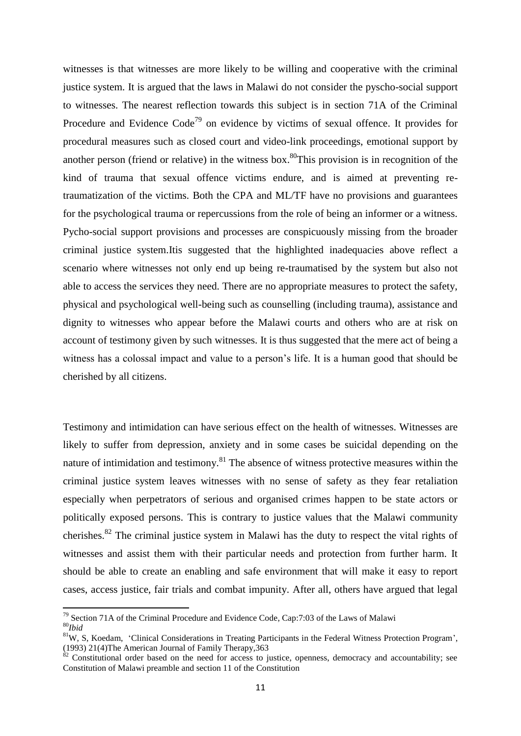witnesses is that witnesses are more likely to be willing and cooperative with the criminal justice system. It is argued that the laws in Malawi do not consider the pyscho-social support to witnesses. The nearest reflection towards this subject is in section 71A of the Criminal Procedure and Evidence Code[79] on evidence by victims of sexual offence. It provides for procedural measures such as closed court and video-link proceedings, emotional support by another person (friend or relative) in the witness box.[80]This provision is in recognition of the kind of trauma that sexual offence victims endure, and is aimed at preventing re-traumatization of the victims. Both the CPA and ML/TF have no provisions and guarantees for the psychological trauma or repercussions from the role of being an informer or a witness. Pycho-social support provisions and processes are conspicuously missing from the broader criminal justice system.Itis suggested that the highlighted inadequacies above reflect a scenario where witnesses not only end up being re-traumatised by the system but also not able to access the services they need. There are no appropriate measures to protect the safety, physical and psychological well-being such as counselling (including trauma), assistance and dignity to witnesses who appear before the Malawi courts and others who are at risk on account of testimony given by such witnesses. It is thus suggested that the mere act of being a witness has a colossal impact and value to a person's life. It is a human good that should be cherished by all citizens.

Testimony and intimidation can have serious effect on the health of witnesses. Witnesses are likely to suffer from depression, anxiety and in some cases be suicidal depending on the nature of intimidation and testimony.[81] The absence of witness protective measures within the criminal justice system leaves witnesses with no sense of safety as they fear retaliation especially when perpetrators of serious and organised crimes happen to be state actors or politically exposed persons. This is contrary to justice values that the Malawi community cherishes.[82] The criminal justice system in Malawi has the duty to respect the vital rights of witnesses and assist them with their particular needs and protection from further harm. It should be able to create an enabling and safe environment that will make it easy to report cases, access justice, fair trials and combat impunity. After all, others have argued that legal

---

[79] Section 71A of the Criminal Procedure and Evidence Code, Cap:7:03 of the Laws of Malawi

[80] *Ibid*

[81] W, S, Koedam, 'Clinical Considerations in Treating Participants in the Federal Witness Protection Program', (1993) 21(4)The American Journal of Family Therapy,363

[82] Constitutional order based on the need for access to justice, openness, democracy and accountability; see Constitution of Malawi preamble and section 11 of the Constitution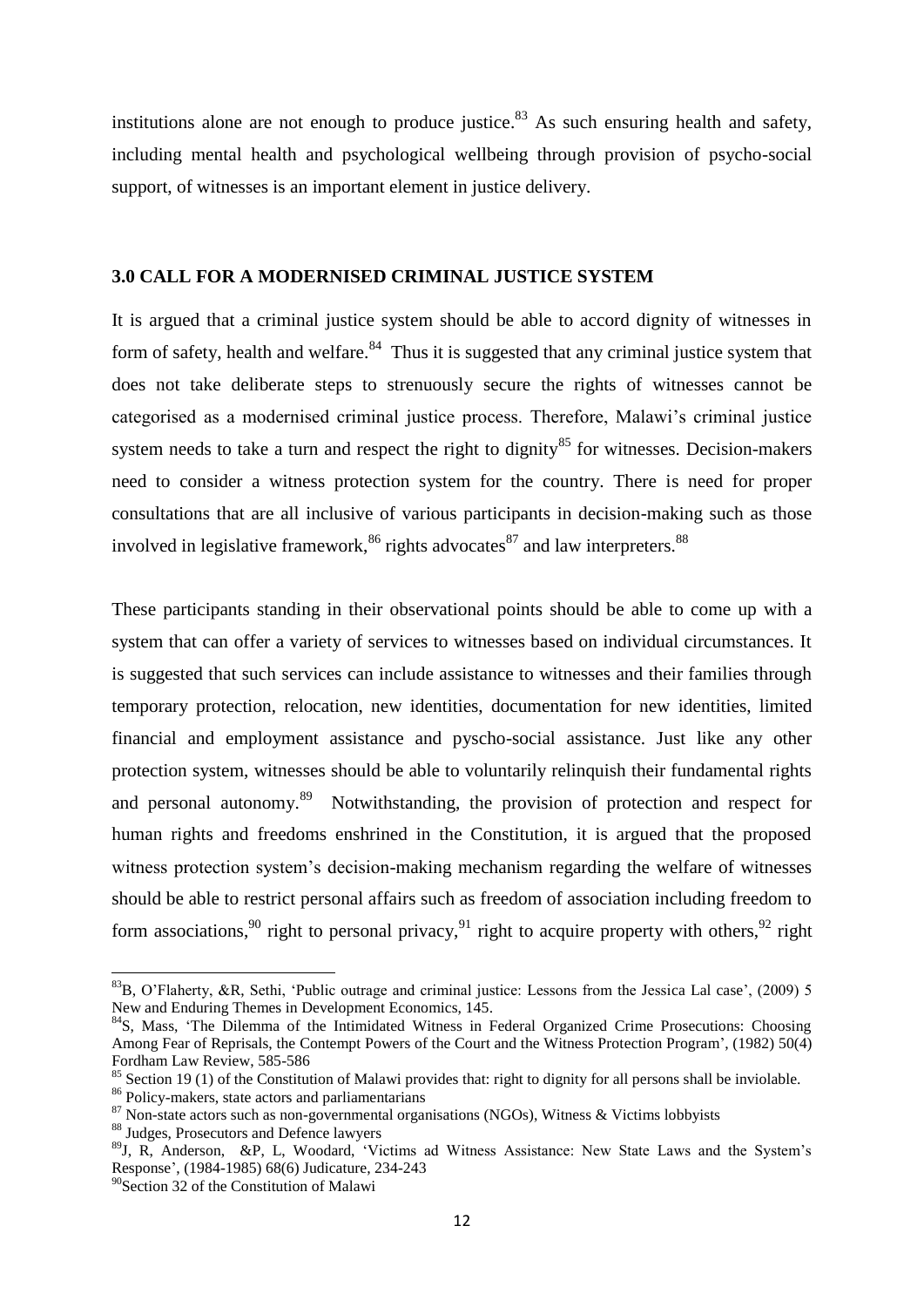institutions alone are not enough to produce justice.[83] As such ensuring health and safety, including mental health and psychological wellbeing through provision of psycho-social support, of witnesses is an important element in justice delivery.

## 3.0 CALL FOR A MODERNISED CRIMINAL JUSTICE SYSTEM

It is argued that a criminal justice system should be able to accord dignity of witnesses in form of safety, health and welfare.[84] Thus it is suggested that any criminal justice system that does not take deliberate steps to strenuously secure the rights of witnesses cannot be categorised as a modernised criminal justice process. Therefore, Malawi's criminal justice system needs to take a turn and respect the right to dignity[85] for witnesses. Decision-makers need to consider a witness protection system for the country. There is need for proper consultations that are all inclusive of various participants in decision-making such as those involved in legislative framework,[86] rights advocates[87] and law interpreters.[88]

These participants standing in their observational points should be able to come up with a system that can offer a variety of services to witnesses based on individual circumstances. It is suggested that such services can include assistance to witnesses and their families through temporary protection, relocation, new identities, documentation for new identities, limited financial and employment assistance and pyscho-social assistance. Just like any other protection system, witnesses should be able to voluntarily relinquish their fundamental rights and personal autonomy.[89] Notwithstanding, the provision of protection and respect for human rights and freedoms enshrined in the Constitution, it is argued that the proposed witness protection system's decision-making mechanism regarding the welfare of witnesses should be able to restrict personal affairs such as freedom of association including freedom to form associations,[90] right to personal privacy,[91] right to acquire property with others,[92] right

---

[83] B, O'Flaherty, &R, Sethi, 'Public outrage and criminal justice: Lessons from the Jessica Lal case', (2009) 5 New and Enduring Themes in Development Economics, 145.

[84] S, Mass, 'The Dilemma of the Intimidated Witness in Federal Organized Crime Prosecutions: Choosing Among Fear of Reprisals, the Contempt Powers of the Court and the Witness Protection Program', (1982) 50(4) Fordham Law Review, 585-586

[85] Section 19 (1) of the Constitution of Malawi provides that: right to dignity for all persons shall be inviolable.

[86] Policy-makers, state actors and parliamentarians

[87] Non-state actors such as non-governmental organisations (NGOs), Witness & Victims lobbyists

[88] Judges, Prosecutors and Defence lawyers

[89] J, R, Anderson, &P, L, Woodard, 'Victims ad Witness Assistance: New State Laws and the System's Response', (1984-1985) 68(6) Judicature, 234-243

[90] Section 32 of the Constitution of Malawi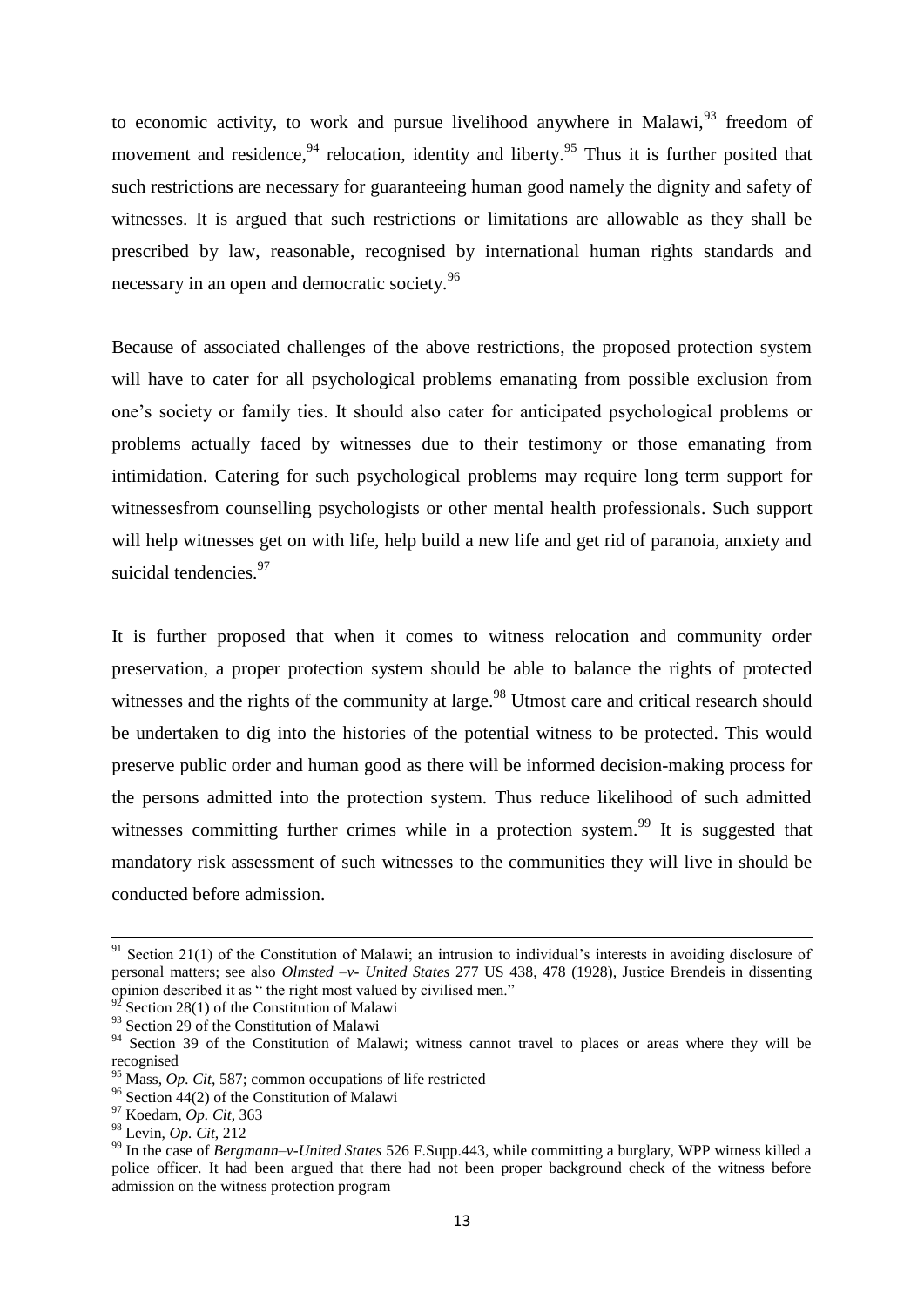to economic activity, to work and pursue livelihood anywhere in Malawi,[93] freedom of movement and residence,[94] relocation, identity and liberty.[95] Thus it is further posited that such restrictions are necessary for guaranteeing human good namely the dignity and safety of witnesses. It is argued that such restrictions or limitations are allowable as they shall be prescribed by law, reasonable, recognised by international human rights standards and necessary in an open and democratic society.[96]

Because of associated challenges of the above restrictions, the proposed protection system will have to cater for all psychological problems emanating from possible exclusion from one's society or family ties. It should also cater for anticipated psychological problems or problems actually faced by witnesses due to their testimony or those emanating from intimidation. Catering for such psychological problems may require long term support for witnessesfrom counselling psychologists or other mental health professionals. Such support will help witnesses get on with life, help build a new life and get rid of paranoia, anxiety and suicidal tendencies.[97]

It is further proposed that when it comes to witness relocation and community order preservation, a proper protection system should be able to balance the rights of protected witnesses and the rights of the community at large.[98] Utmost care and critical research should be undertaken to dig into the histories of the potential witness to be protected. This would preserve public order and human good as there will be informed decision-making process for the persons admitted into the protection system. Thus reduce likelihood of such admitted witnesses committing further crimes while in a protection system.[99] It is suggested that mandatory risk assessment of such witnesses to the communities they will live in should be conducted before admission.

---

[91] Section 21(1) of the Constitution of Malawi; an intrusion to individual's interests in avoiding disclosure of personal matters; see also *Olmsted –v- United States* 277 US 438, 478 (1928), Justice Brendeis in dissenting opinion described it as " the right most valued by civilised men."

[92] Section 28(1) of the Constitution of Malawi

[93] Section 29 of the Constitution of Malawi

[94] Section 39 of the Constitution of Malawi; witness cannot travel to places or areas where they will be recognised

[95] Mass, *Op. Cit*, 587; common occupations of life restricted

[96] Section 44(2) of the Constitution of Malawi

[97] Koedam, *Op. Cit*, 363

[98] Levin, *Op. Cit*, 212

[99] In the case of *Bergmann–v-United States* 526 F.Supp.443, while committing a burglary, WPP witness killed a police officer. It had been argued that there had not been proper background check of the witness before admission on the witness protection program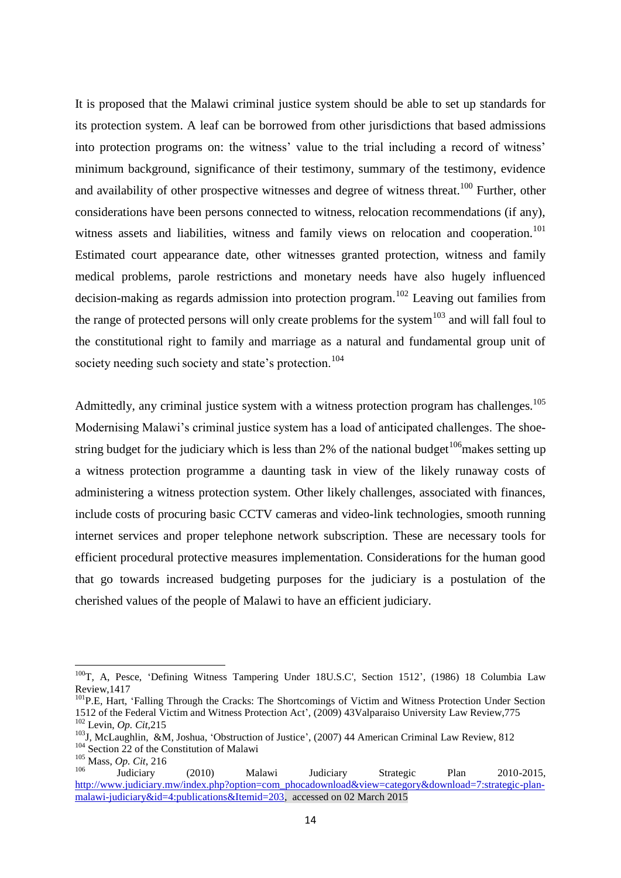It is proposed that the Malawi criminal justice system should be able to set up standards for its protection system. A leaf can be borrowed from other jurisdictions that based admissions into protection programs on: the witness' value to the trial including a record of witness' minimum background, significance of their testimony, summary of the testimony, evidence and availability of other prospective witnesses and degree of witness threat.[100] Further, other considerations have been persons connected to witness, relocation recommendations (if any), witness assets and liabilities, witness and family views on relocation and cooperation.[101] Estimated court appearance date, other witnesses granted protection, witness and family medical problems, parole restrictions and monetary needs have also hugely influenced decision-making as regards admission into protection program.[102] Leaving out families from the range of protected persons will only create problems for the system[103] and will fall foul to the constitutional right to family and marriage as a natural and fundamental group unit of society needing such society and state's protection.[104]

Admittedly, any criminal justice system with a witness protection program has challenges.[105] Modernising Malawi's criminal justice system has a load of anticipated challenges. The shoe-string budget for the judiciary which is less than 2% of the national budget[106]makes setting up a witness protection programme a daunting task in view of the likely runaway costs of administering a witness protection system. Other likely challenges, associated with finances, include costs of procuring basic CCTV cameras and video-link technologies, smooth running internet services and proper telephone network subscription. These are necessary tools for efficient procedural protective measures implementation. Considerations for the human good that go towards increased budgeting purposes for the judiciary is a postulation of the cherished values of the people of Malawi to have an efficient judiciary.

---

[100]T, A, Pesce, 'Defining Witness Tampering Under 18U.S.C', Section 1512', (1986) 18 Columbia Law Review,1417

[101]P.E, Hart, 'Falling Through the Cracks: The Shortcomings of Victim and Witness Protection Under Section 1512 of the Federal Victim and Witness Protection Act', (2009) 43Valparaiso University Law Review,775

[102] Levin, *Op. Cit*,215

[103]J, McLaughlin, &M, Joshua, 'Obstruction of Justice', (2007) 44 American Criminal Law Review, 812

[104] Section 22 of the Constitution of Malawi

[105] Mass, *Op. Cit*, 216

[106] Judiciary (2010) Malawi Judiciary Strategic Plan 2010-2015, http://www.judiciary.mw/index.php?option=com_phocadownload&view=category&download=7:strategic-plan-malawi-judiciary&id=4:publications&Itemid=203, accessed on 02 March 2015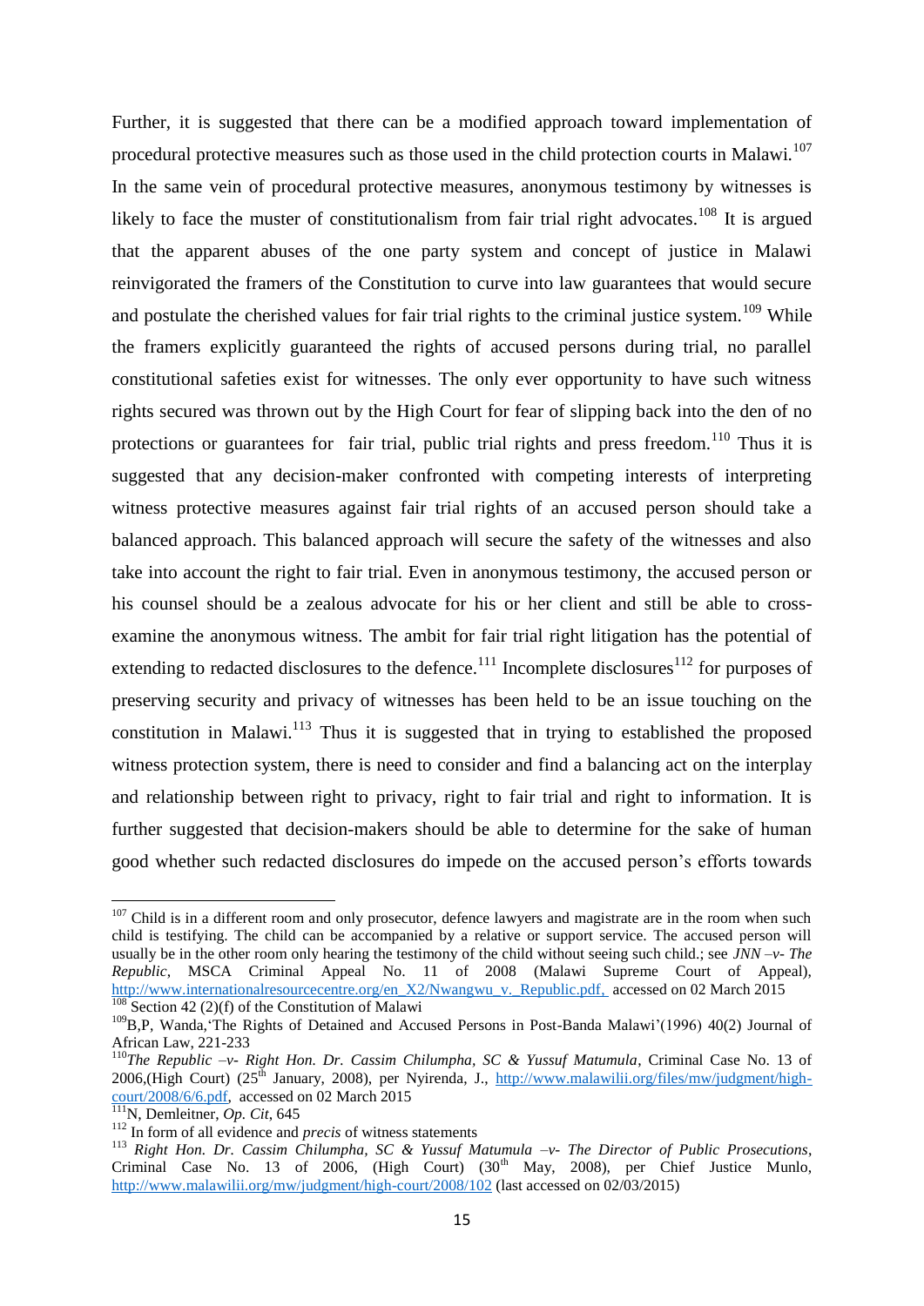Further, it is suggested that there can be a modified approach toward implementation of procedural protective measures such as those used in the child protection courts in Malawi.[107] In the same vein of procedural protective measures, anonymous testimony by witnesses is likely to face the muster of constitutionalism from fair trial right advocates.[108] It is argued that the apparent abuses of the one party system and concept of justice in Malawi reinvigorated the framers of the Constitution to curve into law guarantees that would secure and postulate the cherished values for fair trial rights to the criminal justice system.[109] While the framers explicitly guaranteed the rights of accused persons during trial, no parallel constitutional safeties exist for witnesses. The only ever opportunity to have such witness rights secured was thrown out by the High Court for fear of slipping back into the den of no protections or guarantees for fair trial, public trial rights and press freedom.[110] Thus it is suggested that any decision-maker confronted with competing interests of interpreting witness protective measures against fair trial rights of an accused person should take a balanced approach. This balanced approach will secure the safety of the witnesses and also take into account the right to fair trial. Even in anonymous testimony, the accused person or his counsel should be a zealous advocate for his or her client and still be able to cross-examine the anonymous witness. The ambit for fair trial right litigation has the potential of extending to redacted disclosures to the defence.[111] Incomplete disclosures[112] for purposes of preserving security and privacy of witnesses has been held to be an issue touching on the constitution in Malawi.[113] Thus it is suggested that in trying to established the proposed witness protection system, there is need to consider and find a balancing act on the interplay and relationship between right to privacy, right to fair trial and right to information. It is further suggested that decision-makers should be able to determine for the sake of human good whether such redacted disclosures do impede on the accused person's efforts towards

---

[107] Child is in a different room and only prosecutor, defence lawyers and magistrate are in the room when such child is testifying. The child can be accompanied by a relative or support service. The accused person will usually be in the other room only hearing the testimony of the child without seeing such child.; see *JNN –v- The Republic*, MSCA Criminal Appeal No. 11 of 2008 (Malawi Supreme Court of Appeal), http://www.internationalresourcecentre.org/en_X2/Nwangwu_v._Republic.pdf, accessed on 02 March 2015

[108] Section 42 (2)(f) of the Constitution of Malawi

[109] B,P, Wanda,'The Rights of Detained and Accused Persons in Post-Banda Malawi'(1996) 40(2) Journal of African Law, 221-233

[110] *The Republic –v- Right Hon. Dr. Cassim Chilumpha, SC & Yussuf Matumula*, Criminal Case No. 13 of 2006,(High Court) (25th January, 2008), per Nyirenda, J., http://www.malawilii.org/files/mw/judgment/high-court/2008/6/6.pdf, accessed on 02 March 2015

[111] N, Demleitner, *Op. Cit*, 645

[112] In form of all evidence and *precis* of witness statements

[113] *Right Hon. Dr. Cassim Chilumpha, SC & Yussuf Matumula –v- The Director of Public Prosecutions*, Criminal Case No. 13 of 2006, (High Court) (30th May, 2008), per Chief Justice Munlo, http://www.malawilii.org/mw/judgment/high-court/2008/102 (last accessed on 02/03/2015)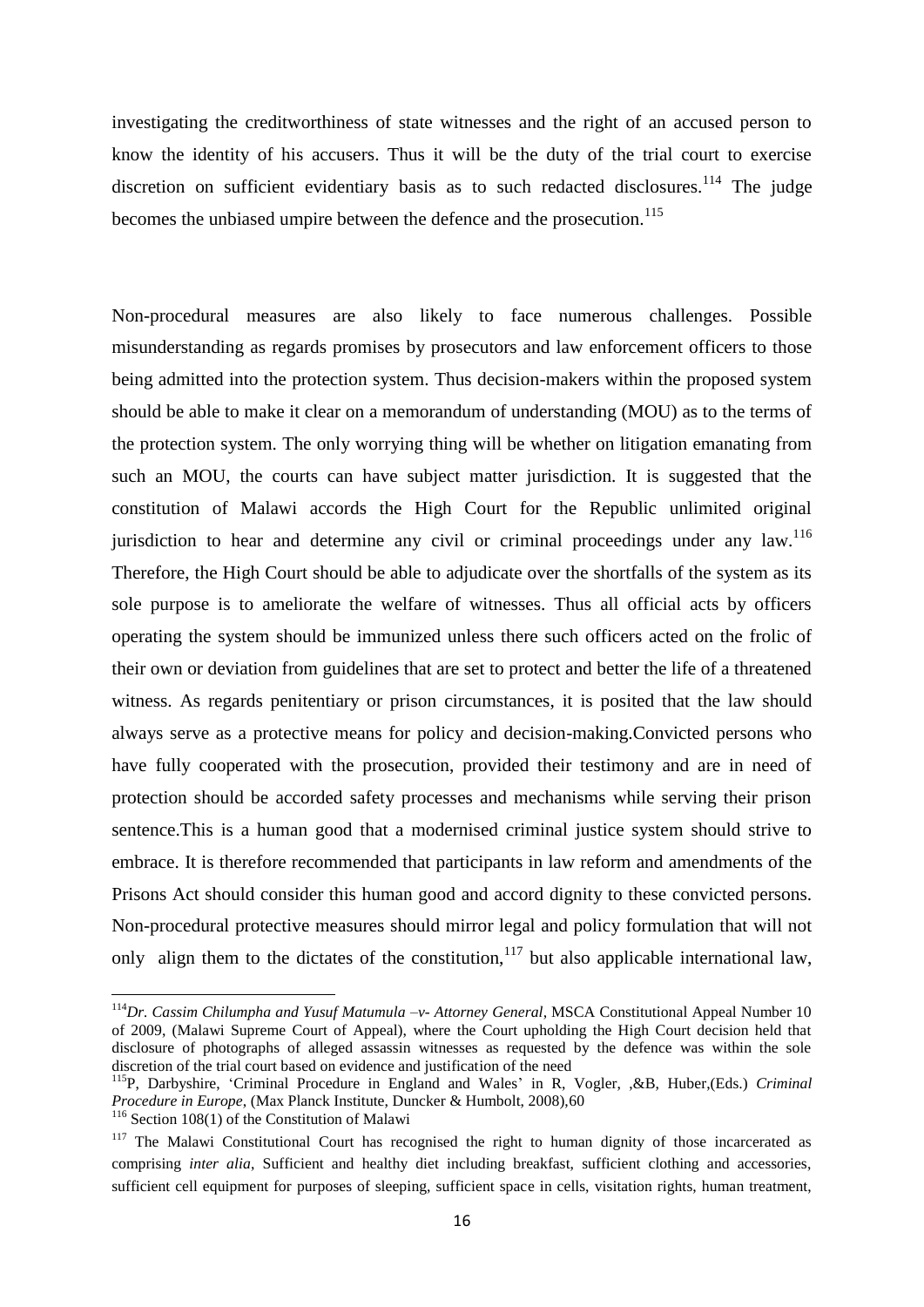investigating the creditworthiness of state witnesses and the right of an accused person to know the identity of his accusers. Thus it will be the duty of the trial court to exercise discretion on sufficient evidentiary basis as to such redacted disclosures.[114] The judge becomes the unbiased umpire between the defence and the prosecution.[115]

Non-procedural measures are also likely to face numerous challenges. Possible misunderstanding as regards promises by prosecutors and law enforcement officers to those being admitted into the protection system. Thus decision-makers within the proposed system should be able to make it clear on a memorandum of understanding (MOU) as to the terms of the protection system. The only worrying thing will be whether on litigation emanating from such an MOU, the courts can have subject matter jurisdiction. It is suggested that the constitution of Malawi accords the High Court for the Republic unlimited original jurisdiction to hear and determine any civil or criminal proceedings under any law.[116] Therefore, the High Court should be able to adjudicate over the shortfalls of the system as its sole purpose is to ameliorate the welfare of witnesses. Thus all official acts by officers operating the system should be immunized unless there such officers acted on the frolic of their own or deviation from guidelines that are set to protect and better the life of a threatened witness. As regards penitentiary or prison circumstances, it is posited that the law should always serve as a protective means for policy and decision-making.Convicted persons who have fully cooperated with the prosecution, provided their testimony and are in need of protection should be accorded safety processes and mechanisms while serving their prison sentence.This is a human good that a modernised criminal justice system should strive to embrace. It is therefore recommended that participants in law reform and amendments of the Prisons Act should consider this human good and accord dignity to these convicted persons. Non-procedural protective measures should mirror legal and policy formulation that will not only align them to the dictates of the constitution,[117] but also applicable international law,

---

[114] *Dr. Cassim Chilumpha and Yusuf Matumula –v- Attorney General*, MSCA Constitutional Appeal Number 10 of 2009, (Malawi Supreme Court of Appeal), where the Court upholding the High Court decision held that disclosure of photographs of alleged assassin witnesses as requested by the defence was within the sole discretion of the trial court based on evidence and justification of the need

[115] P, Darbyshire, 'Criminal Procedure in England and Wales' in R, Vogler, ,&B, Huber,(Eds.) *Criminal Procedure in Europe*, (Max Planck Institute, Duncker & Humbolt, 2008),60

[116] Section 108(1) of the Constitution of Malawi

[117] The Malawi Constitutional Court has recognised the right to human dignity of those incarcerated as comprising *inter alia*, Sufficient and healthy diet including breakfast, sufficient clothing and accessories, sufficient cell equipment for purposes of sleeping, sufficient space in cells, visitation rights, human treatment,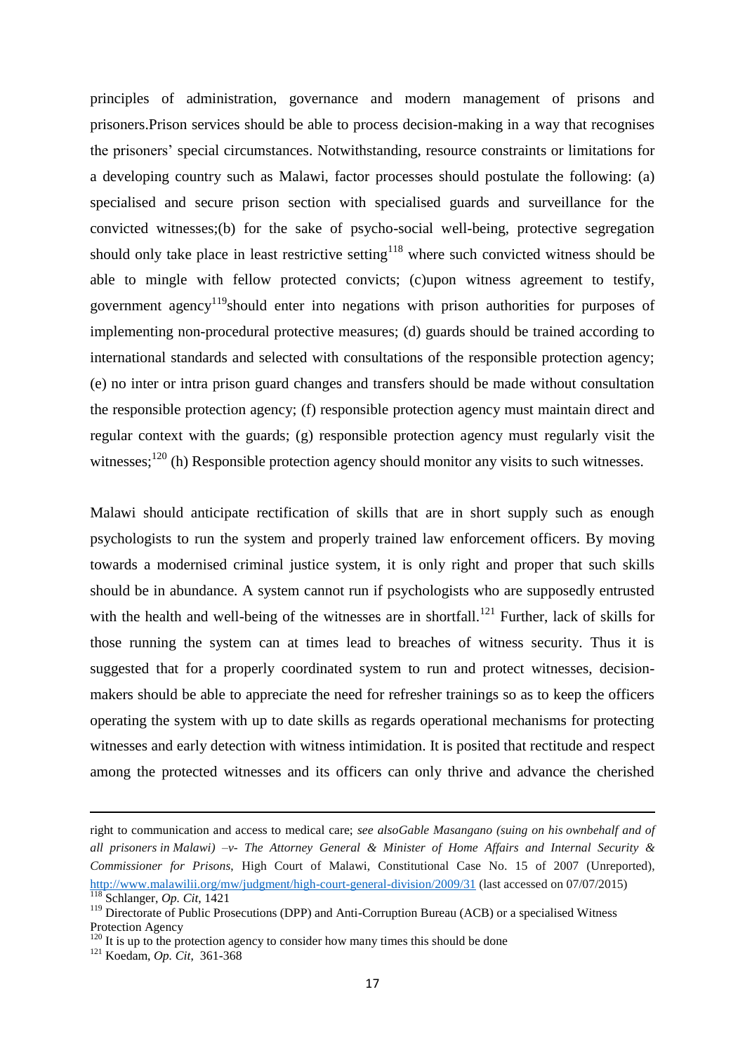principles of administration, governance and modern management of prisons and prisoners.Prison services should be able to process decision-making in a way that recognises the prisoners' special circumstances. Notwithstanding, resource constraints or limitations for a developing country such as Malawi, factor processes should postulate the following: (a) specialised and secure prison section with specialised guards and surveillance for the convicted witnesses;(b) for the sake of psycho-social well-being, protective segregation should only take place in least restrictive setting[118] where such convicted witness should be able to mingle with fellow protected convicts; (c)upon witness agreement to testify, government agency[119]should enter into negations with prison authorities for purposes of implementing non-procedural protective measures; (d) guards should be trained according to international standards and selected with consultations of the responsible protection agency; (e) no inter or intra prison guard changes and transfers should be made without consultation the responsible protection agency; (f) responsible protection agency must maintain direct and regular context with the guards; (g) responsible protection agency must regularly visit the witnesses;[120] (h) Responsible protection agency should monitor any visits to such witnesses.

Malawi should anticipate rectification of skills that are in short supply such as enough psychologists to run the system and properly trained law enforcement officers. By moving towards a modernised criminal justice system, it is only right and proper that such skills should be in abundance. A system cannot run if psychologists who are supposedly entrusted with the health and well-being of the witnesses are in shortfall.[121] Further, lack of skills for those running the system can at times lead to breaches of witness security. Thus it is suggested that for a properly coordinated system to run and protect witnesses, decision-makers should be able to appreciate the need for refresher trainings so as to keep the officers operating the system with up to date skills as regards operational mechanisms for protecting witnesses and early detection with witness intimidation. It is posited that rectitude and respect among the protected witnesses and its officers can only thrive and advance the cherished

---

right to communication and access to medical care; *see alsoGable Masangano (suing on his ownbehalf and of all prisoners in Malawi) –v- The Attorney General & Minister of Home Affairs and Internal Security & Commissioner for Prisons*, High Court of Malawi, Constitutional Case No. 15 of 2007 (Unreported), http://www.malawilii.org/mw/judgment/high-court-general-division/2009/31 (last accessed on 07/07/2015)

[118] Schlanger, *Op. Cit*, 1421

[119] Directorate of Public Prosecutions (DPP) and Anti-Corruption Bureau (ACB) or a specialised Witness Protection Agency

[120] It is up to the protection agency to consider how many times this should be done

[121] Koedam, *Op. Cit*, 361-368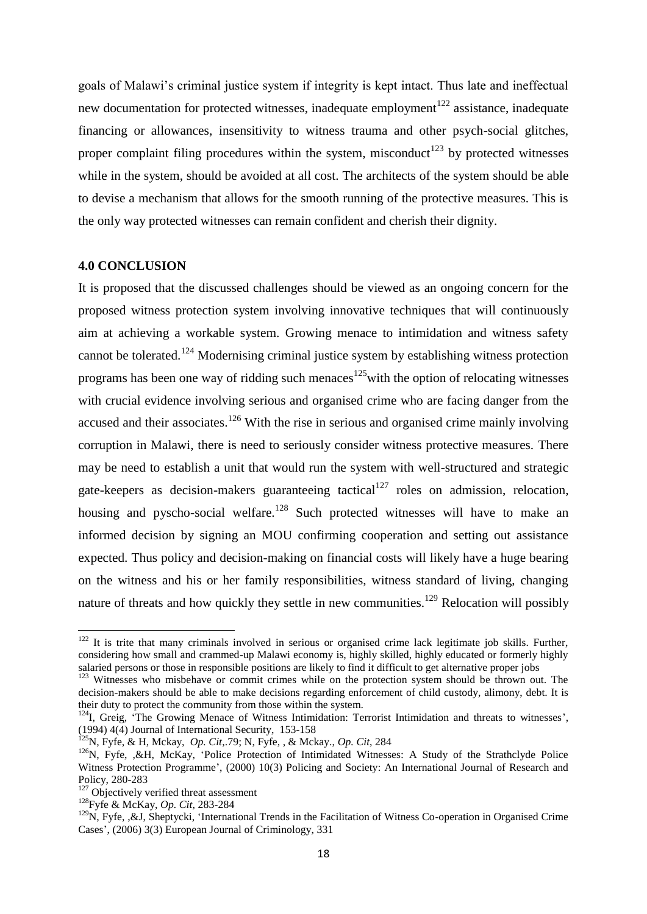goals of Malawi's criminal justice system if integrity is kept intact. Thus late and ineffectual new documentation for protected witnesses, inadequate employment[122] assistance, inadequate financing or allowances, insensitivity to witness trauma and other psych-social glitches, proper complaint filing procedures within the system, misconduct[123] by protected witnesses while in the system, should be avoided at all cost. The architects of the system should be able to devise a mechanism that allows for the smooth running of the protective measures. This is the only way protected witnesses can remain confident and cherish their dignity.

## 4.0 CONCLUSION

It is proposed that the discussed challenges should be viewed as an ongoing concern for the proposed witness protection system involving innovative techniques that will continuously aim at achieving a workable system. Growing menace to intimidation and witness safety cannot be tolerated.[124] Modernising criminal justice system by establishing witness protection programs has been one way of ridding such menaces[125]with the option of relocating witnesses with crucial evidence involving serious and organised crime who are facing danger from the accused and their associates.[126] With the rise in serious and organised crime mainly involving corruption in Malawi, there is need to seriously consider witness protective measures. There may be need to establish a unit that would run the system with well-structured and strategic gate-keepers as decision-makers guaranteeing tactical[127] roles on admission, relocation, housing and pyscho-social welfare.[128] Such protected witnesses will have to make an informed decision by signing an MOU confirming cooperation and setting out assistance expected. Thus policy and decision-making on financial costs will likely have a huge bearing on the witness and his or her family responsibilities, witness standard of living, changing nature of threats and how quickly they settle in new communities.[129] Relocation will possibly

---

[122] It is trite that many criminals involved in serious or organised crime lack legitimate job skills. Further, considering how small and crammed-up Malawi economy is, highly skilled, highly educated or formerly highly salaried persons or those in responsible positions are likely to find it difficult to get alternative proper jobs

[123] Witnesses who misbehave or commit crimes while on the protection system should be thrown out. The decision-makers should be able to make decisions regarding enforcement of child custody, alimony, debt. It is their duty to protect the community from those within the system.

[124] I, Greig, 'The Growing Menace of Witness Intimidation: Terrorist Intimidation and threats to witnesses', (1994) 4(4) Journal of International Security, 153-158

[125] N, Fyfe, & H, Mckay, *Op. Cit*,.79; N, Fyfe, , & Mckay., *Op. Cit*, 284

[126] N, Fyfe, ,&H, McKay, 'Police Protection of Intimidated Witnesses: A Study of the Strathclyde Police Witness Protection Programme', (2000) 10(3) Policing and Society: An International Journal of Research and Policy, 280-283

[127] Objectively verified threat assessment

[128] Fyfe & McKay, *Op. Cit*, 283-284

[129] N, Fyfe, ,&J, Sheptycki, 'International Trends in the Facilitation of Witness Co-operation in Organised Crime Cases', (2006) 3(3) European Journal of Criminology, 331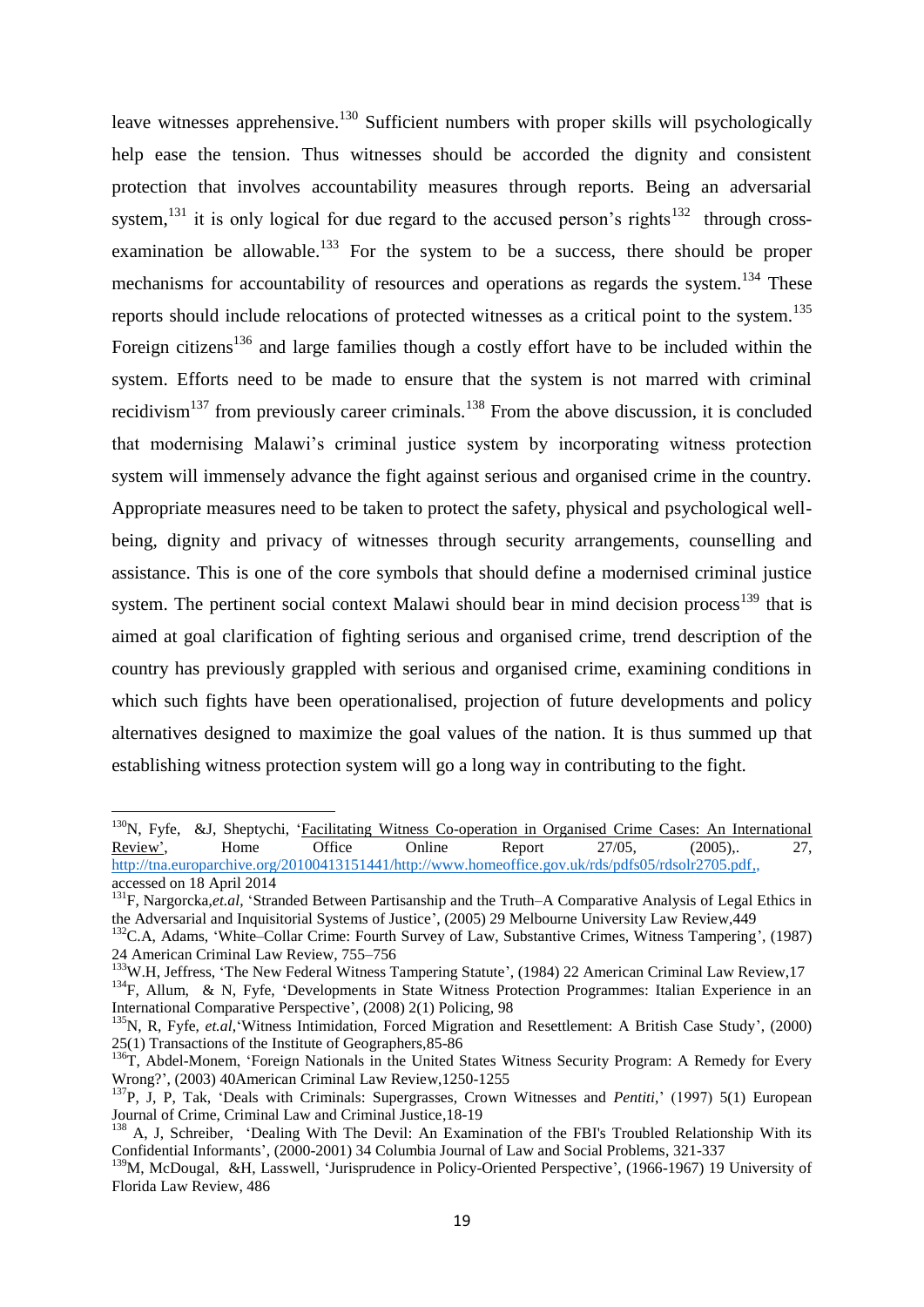leave witnesses apprehensive.[130] Sufficient numbers with proper skills will psychologically help ease the tension. Thus witnesses should be accorded the dignity and consistent protection that involves accountability measures through reports. Being an adversarial system,[131] it is only logical for due regard to the accused person's rights[132] through cross-examination be allowable.[133] For the system to be a success, there should be proper mechanisms for accountability of resources and operations as regards the system.[134] These reports should include relocations of protected witnesses as a critical point to the system.[135] Foreign citizens[136] and large families though a costly effort have to be included within the system. Efforts need to be made to ensure that the system is not marred with criminal recidivism[137] from previously career criminals.[138] From the above discussion, it is concluded that modernising Malawi's criminal justice system by incorporating witness protection system will immensely advance the fight against serious and organised crime in the country. Appropriate measures need to be taken to protect the safety, physical and psychological well-being, dignity and privacy of witnesses through security arrangements, counselling and assistance. This is one of the core symbols that should define a modernised criminal justice system. The pertinent social context Malawi should bear in mind decision process[139] that is aimed at goal clarification of fighting serious and organised crime, trend description of the country has previously grappled with serious and organised crime, examining conditions in which such fights have been operationalised, projection of future developments and policy alternatives designed to maximize the goal values of the nation. It is thus summed up that establishing witness protection system will go a long way in contributing to the fight.

---

[130] N, Fyfe, &J, Sheptychi, 'Facilitating Witness Co-operation in Organised Crime Cases: An International Review', Home Office Online Report 27/05, (2005),. 27, http://tna.europarchive.org/20100413151441/http://www.homeoffice.gov.uk/rds/pdfs05/rdsolr2705.pdf,, accessed on 18 April 2014

[131] F, Nargorcka,*et.al*, 'Stranded Between Partisanship and the Truth–A Comparative Analysis of Legal Ethics in the Adversarial and Inquisitorial Systems of Justice', (2005) 29 Melbourne University Law Review,449

[132] C.A, Adams, 'White–Collar Crime: Fourth Survey of Law, Substantive Crimes, Witness Tampering', (1987) 24 American Criminal Law Review, 755–756

[133] W.H, Jeffress, 'The New Federal Witness Tampering Statute', (1984) 22 American Criminal Law Review,17

[134] F, Allum, & N, Fyfe, 'Developments in State Witness Protection Programmes: Italian Experience in an International Comparative Perspective', (2008) 2(1) Policing, 98

[135] N, R, Fyfe, *et.al*,'Witness Intimidation, Forced Migration and Resettlement: A British Case Study', (2000) 25(1) Transactions of the Institute of Geographers,85-86

[136] T, Abdel-Monem, 'Foreign Nationals in the United States Witness Security Program: A Remedy for Every Wrong?', (2003) 40American Criminal Law Review,1250-1255

[137] P, J, P, Tak, 'Deals with Criminals: Supergrasses, Crown Witnesses and *Pentiti*,' (1997) 5(1) European Journal of Crime, Criminal Law and Criminal Justice,18-19

[138] A, J, Schreiber, 'Dealing With The Devil: An Examination of the FBI's Troubled Relationship With its Confidential Informants', (2000-2001) 34 Columbia Journal of Law and Social Problems, 321-337

[139] M, McDougal, &H, Lasswell, 'Jurisprudence in Policy-Oriented Perspective', (1966-1967) 19 University of Florida Law Review, 486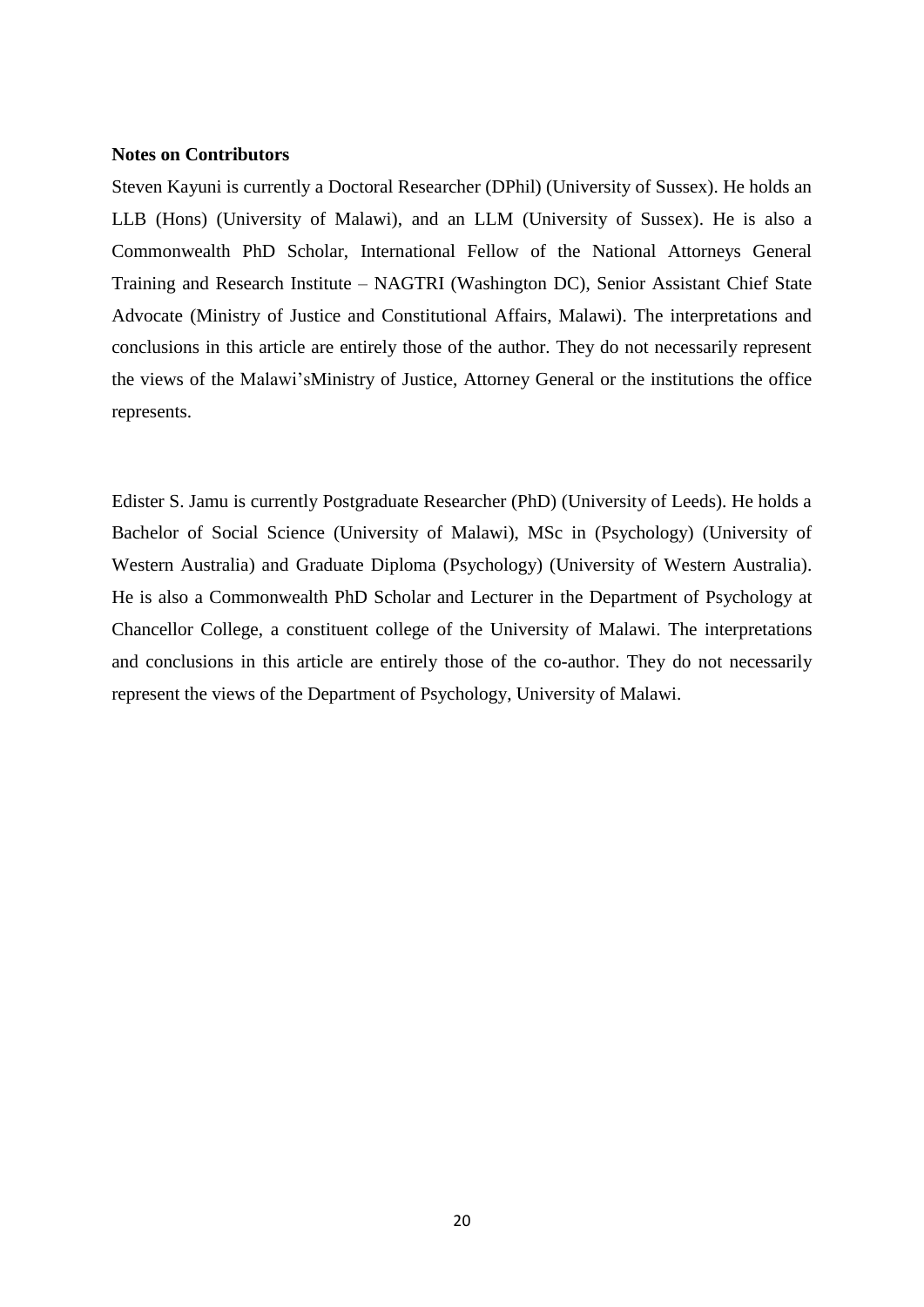**Notes on Contributors**

Steven Kayuni is currently a Doctoral Researcher (DPhil) (University of Sussex). He holds an LLB (Hons) (University of Malawi), and an LLM (University of Sussex). He is also a Commonwealth PhD Scholar, International Fellow of the National Attorneys General Training and Research Institute – NAGTRI (Washington DC), Senior Assistant Chief State Advocate (Ministry of Justice and Constitutional Affairs, Malawi). The interpretations and conclusions in this article are entirely those of the author. They do not necessarily represent the views of the Malawi'sMinistry of Justice, Attorney General or the institutions the office represents.

Edister S. Jamu is currently Postgraduate Researcher (PhD) (University of Leeds). He holds a Bachelor of Social Science (University of Malawi), MSc in (Psychology) (University of Western Australia) and Graduate Diploma (Psychology) (University of Western Australia). He is also a Commonwealth PhD Scholar and Lecturer in the Department of Psychology at Chancellor College, a constituent college of the University of Malawi. The interpretations and conclusions in this article are entirely those of the co-author. They do not necessarily represent the views of the Department of Psychology, University of Malawi.